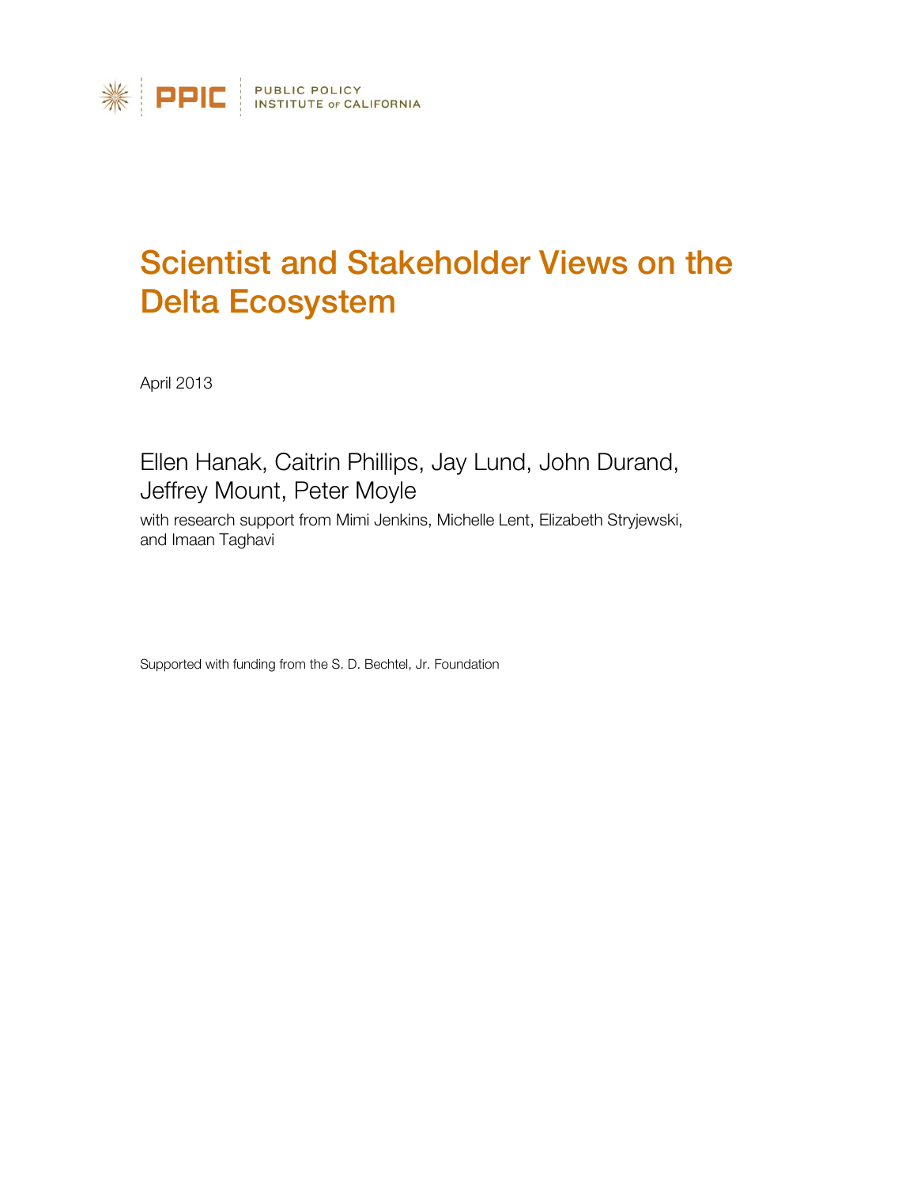PUBLIC POLICY INSTITUTE OF CALIFORNIA

# Scientist and Stakeholder Views on the Delta Ecosystem

April 2013

Ellen Hanak, Caitrin Phillips, Jay Lund, John Durand, Jeffrey Mount, Peter Moyle

with research support from Mimi Jenkins, Michelle Lent, Elizabeth Stryjewski, and Imaan Taghavi

Supported with funding from the S. D. Bechtel, Jr. Foundation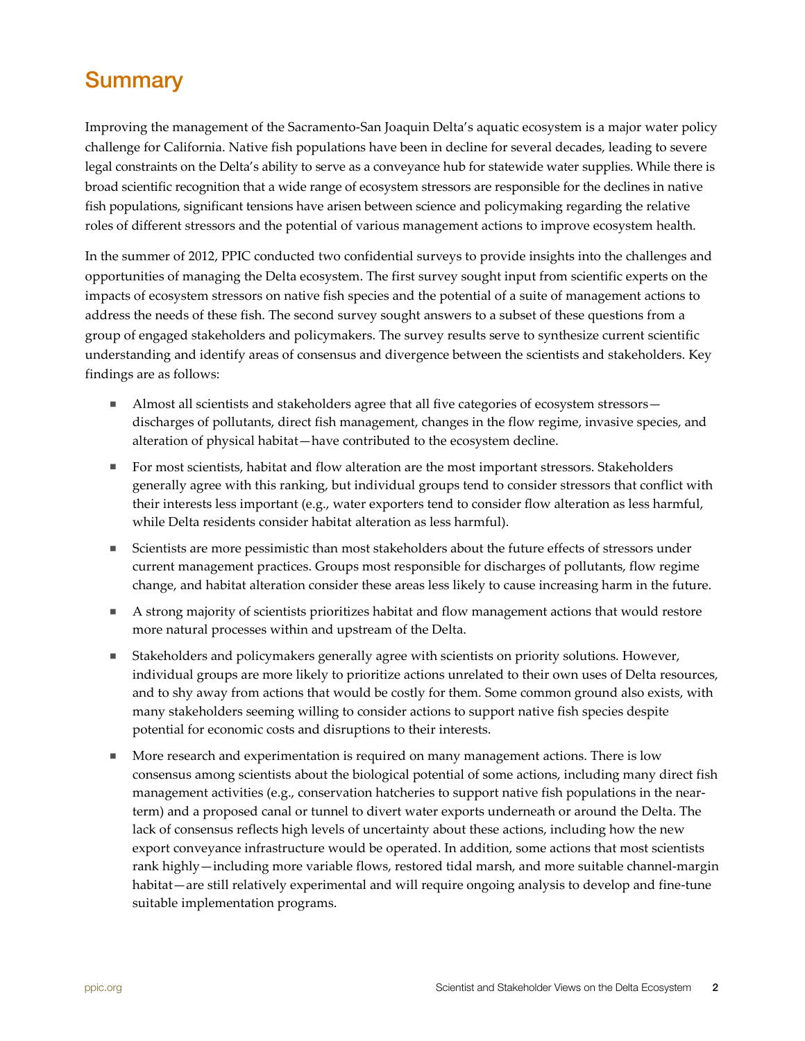## Summary

Improving the management of the Sacramento-San Joaquin Delta's aquatic ecosystem is a major water policy challenge for California. Native fish populations have been in decline for several decades, leading to severe legal constraints on the Delta's ability to serve as a conveyance hub for statewide water supplies. While there is broad scientific recognition that a wide range of ecosystem stressors are responsible for the declines in native fish populations, significant tensions have arisen between science and policymaking regarding the relative roles of different stressors and the potential of various management actions to improve ecosystem health.

In the summer of 2012, PPIC conducted two confidential surveys to provide insights into the challenges and opportunities of managing the Delta ecosystem. The first survey sought input from scientific experts on the impacts of ecosystem stressors on native fish species and the potential of a suite of management actions to address the needs of these fish. The second survey sought answers to a subset of these questions from a group of engaged stakeholders and policymakers. The survey results serve to synthesize current scientific understanding and identify areas of consensus and divergence between the scientists and stakeholders. Key findings are as follows:

- Almost all scientists and stakeholders agree that all five categories of ecosystem stressors—discharges of pollutants, direct fish management, changes in the flow regime, invasive species, and alteration of physical habitat—have contributed to the ecosystem decline.
- For most scientists, habitat and flow alteration are the most important stressors. Stakeholders generally agree with this ranking, but individual groups tend to consider stressors that conflict with their interests less important (e.g., water exporters tend to consider flow alteration as less harmful, while Delta residents consider habitat alteration as less harmful).
- Scientists are more pessimistic than most stakeholders about the future effects of stressors under current management practices. Groups most responsible for discharges of pollutants, flow regime change, and habitat alteration consider these areas less likely to cause increasing harm in the future.
- A strong majority of scientists prioritizes habitat and flow management actions that would restore more natural processes within and upstream of the Delta.
- Stakeholders and policymakers generally agree with scientists on priority solutions. However, individual groups are more likely to prioritize actions unrelated to their own uses of Delta resources, and to shy away from actions that would be costly for them. Some common ground also exists, with many stakeholders seeming willing to consider actions to support native fish species despite potential for economic costs and disruptions to their interests.
- More research and experimentation is required on many management actions. There is low consensus among scientists about the biological potential of some actions, including many direct fish management activities (e.g., conservation hatcheries to support native fish populations in the near-term) and a proposed canal or tunnel to divert water exports underneath or around the Delta. The lack of consensus reflects high levels of uncertainty about these actions, including how the new export conveyance infrastructure would be operated. In addition, some actions that most scientists rank highly—including more variable flows, restored tidal marsh, and more suitable channel-margin habitat—are still relatively experimental and will require ongoing analysis to develop and fine-tune suitable implementation programs.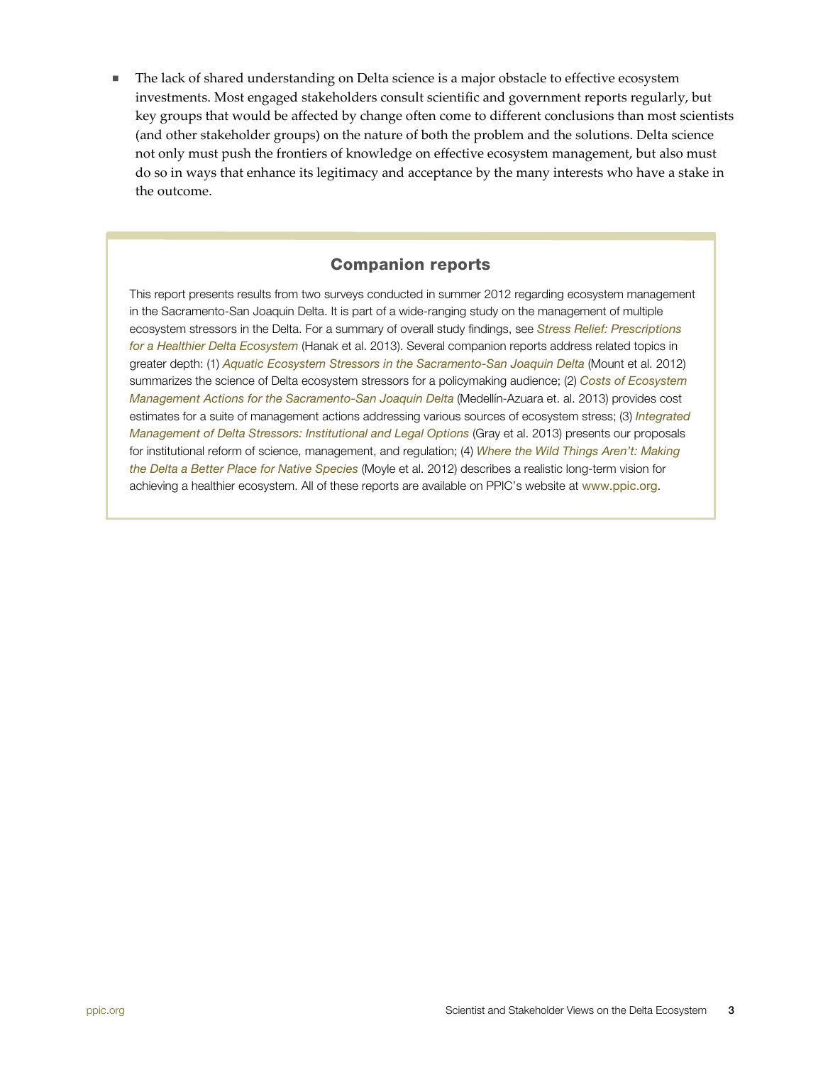- The lack of shared understanding on Delta science is a major obstacle to effective ecosystem investments. Most engaged stakeholders consult scientific and government reports regularly, but key groups that would be affected by change often come to different conclusions than most scientists (and other stakeholder groups) on the nature of both the problem and the solutions. Delta science not only must push the frontiers of knowledge on effective ecosystem management, but also must do so in ways that enhance its legitimacy and acceptance by the many interests who have a stake in the outcome.

## Companion reports

This report presents results from two surveys conducted in summer 2012 regarding ecosystem management in the Sacramento-San Joaquin Delta. It is part of a wide-ranging study on the management of multiple ecosystem stressors in the Delta. For a summary of overall study findings, see *Stress Relief: Prescriptions for a Healthier Delta Ecosystem* (Hanak et al. 2013). Several companion reports address related topics in greater depth: (1) *Aquatic Ecosystem Stressors in the Sacramento-San Joaquin Delta* (Mount et al. 2012) summarizes the science of Delta ecosystem stressors for a policymaking audience; (2) *Costs of Ecosystem Management Actions for the Sacramento-San Joaquin Delta* (Medellín-Azuara et. al. 2013) provides cost estimates for a suite of management actions addressing various sources of ecosystem stress; (3) *Integrated Management of Delta Stressors: Institutional and Legal Options* (Gray et al. 2013) presents our proposals for institutional reform of science, management, and regulation; (4) *Where the Wild Things Aren't: Making the Delta a Better Place for Native Species* (Moyle et al. 2012) describes a realistic long-term vision for achieving a healthier ecosystem. All of these reports are available on PPIC's website at www.ppic.org.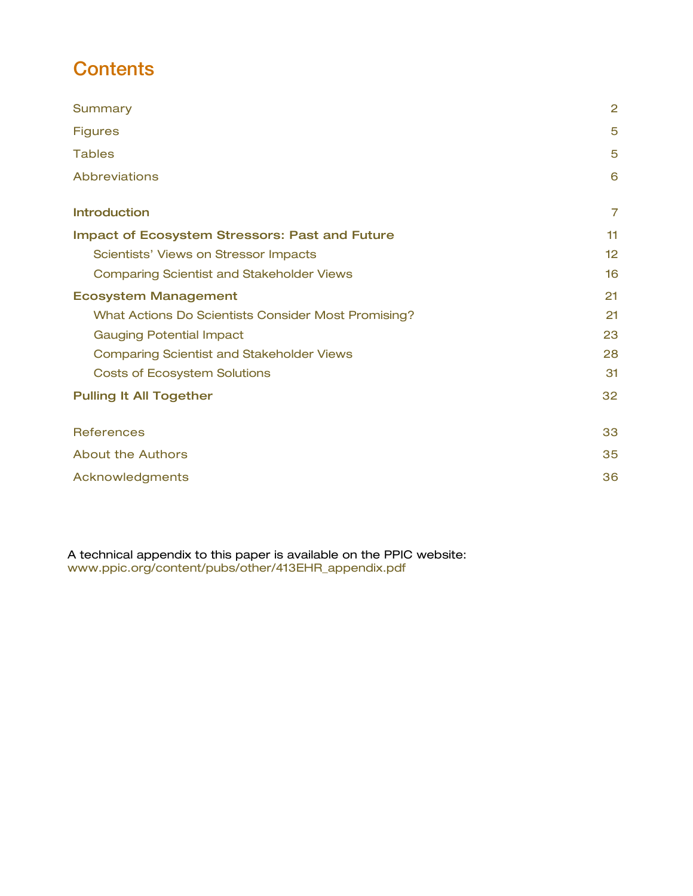# Contents

| | |
|---|---|
| Summary | 2 |
| Figures | 5 |
| Tables | 5 |
| Abbreviations | 6 |
| **Introduction** | 7 |
| **Impact of Ecosystem Stressors: Past and Future** | 11 |
| Scientists' Views on Stressor Impacts | 12 |
| Comparing Scientist and Stakeholder Views | 16 |
| **Ecosystem Management** | 21 |
| What Actions Do Scientists Consider Most Promising? | 21 |
| Gauging Potential Impact | 23 |
| Comparing Scientist and Stakeholder Views | 28 |
| Costs of Ecosystem Solutions | 31 |
| **Pulling It All Together** | 32 |
| References | 33 |
| About the Authors | 35 |
| Acknowledgments | 36 |

A technical appendix to this paper is available on the PPIC website:
www.ppic.org/content/pubs/other/413EHR_appendix.pdf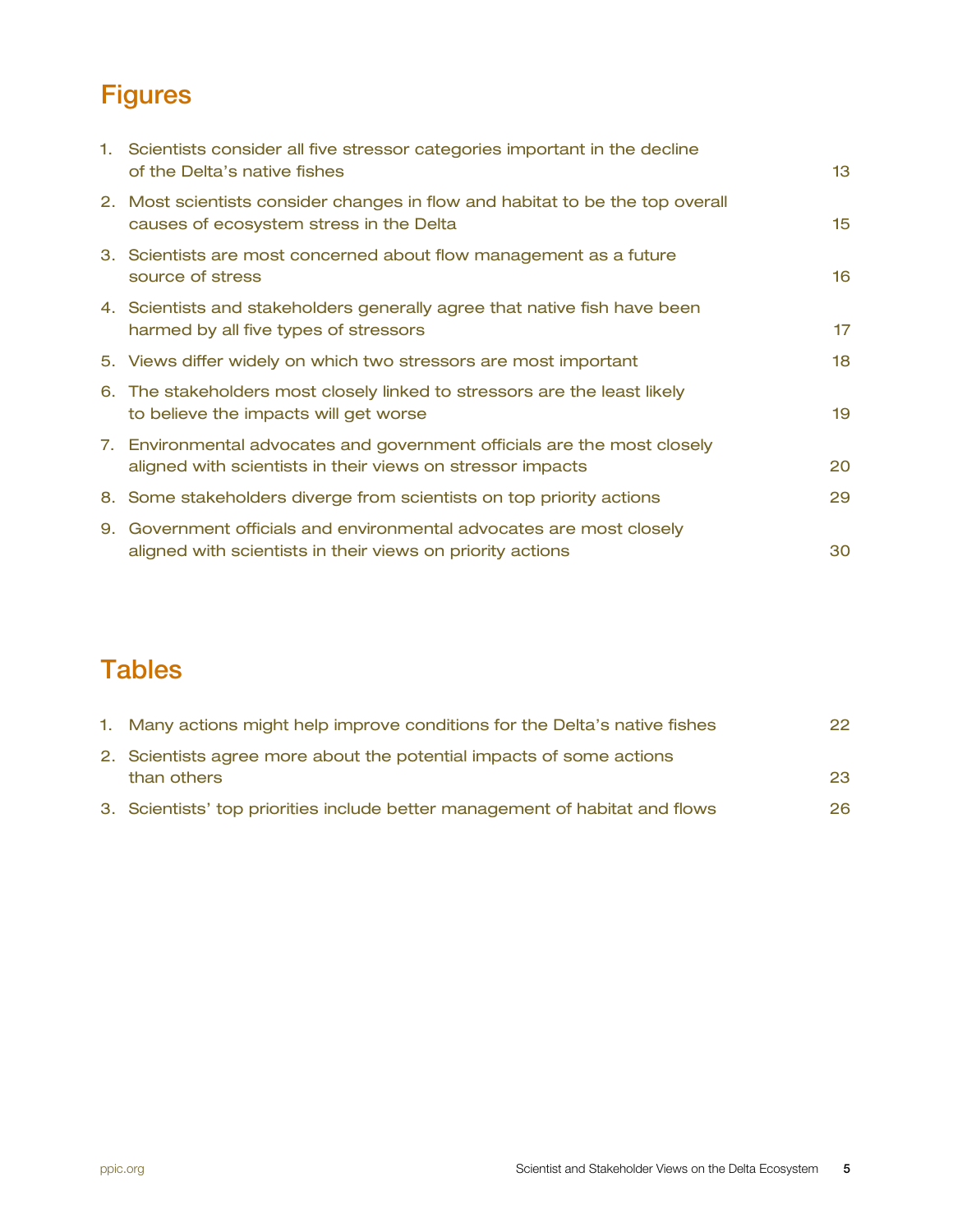## Figures

1. Scientists consider all five stressor categories important in the decline of the Delta's native fishes 13
2. Most scientists consider changes in flow and habitat to be the top overall causes of ecosystem stress in the Delta 15
3. Scientists are most concerned about flow management as a future source of stress 16
4. Scientists and stakeholders generally agree that native fish have been harmed by all five types of stressors 17
5. Views differ widely on which two stressors are most important 18
6. The stakeholders most closely linked to stressors are the least likely to believe the impacts will get worse 19
7. Environmental advocates and government officials are the most closely aligned with scientists in their views on stressor impacts 20
8. Some stakeholders diverge from scientists on top priority actions 29
9. Government officials and environmental advocates are most closely aligned with scientists in their views on priority actions 30

## Tables

1. Many actions might help improve conditions for the Delta's native fishes 22
2. Scientists agree more about the potential impacts of some actions than others 23
3. Scientists' top priorities include better management of habitat and flows 26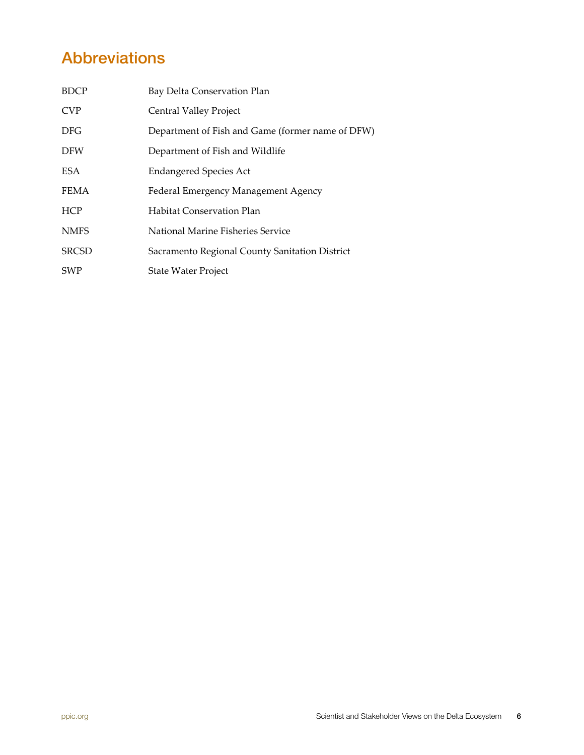# Abbreviations

| | |
|---|---|
| BDCP | Bay Delta Conservation Plan |
| CVP | Central Valley Project |
| DFG | Department of Fish and Game (former name of DFW) |
| DFW | Department of Fish and Wildlife |
| ESA | Endangered Species Act |
| FEMA | Federal Emergency Management Agency |
| HCP | Habitat Conservation Plan |
| NMFS | National Marine Fisheries Service |
| SRCSD | Sacramento Regional County Sanitation District |
| SWP | State Water Project |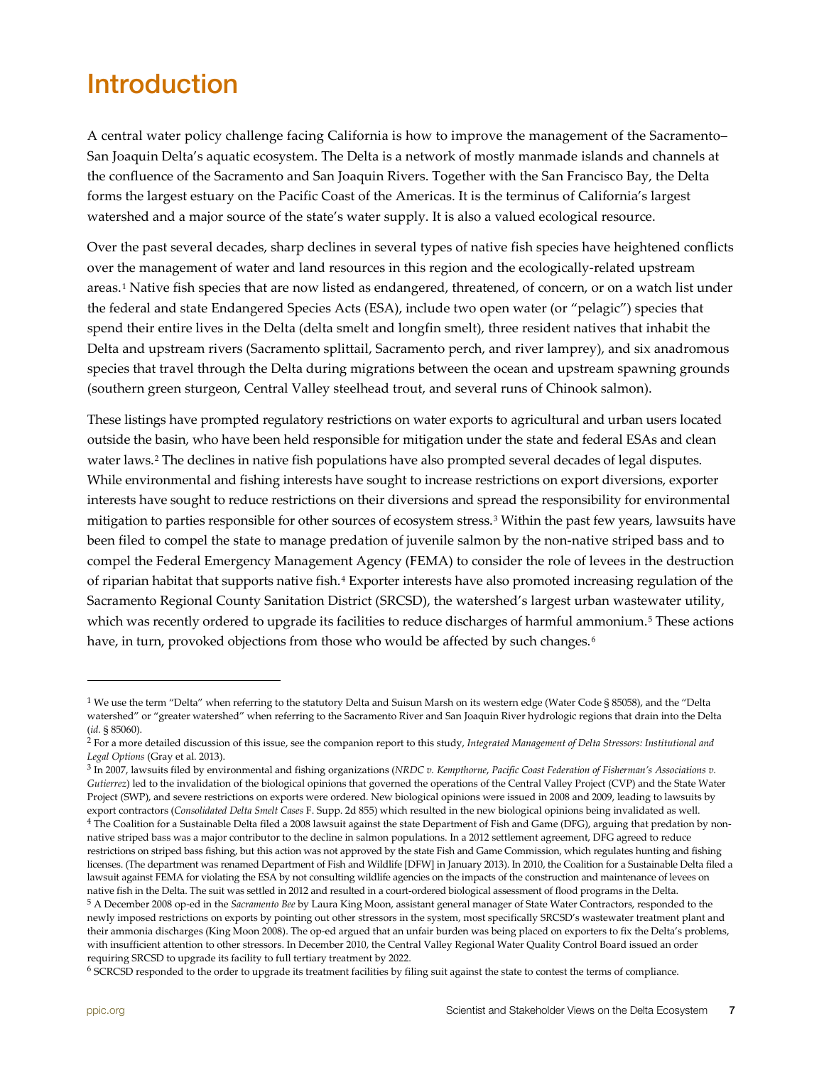# Introduction

A central water policy challenge facing California is how to improve the management of the Sacramento–San Joaquin Delta's aquatic ecosystem. The Delta is a network of mostly manmade islands and channels at the confluence of the Sacramento and San Joaquin Rivers. Together with the San Francisco Bay, the Delta forms the largest estuary on the Pacific Coast of the Americas. It is the terminus of California's largest watershed and a major source of the state's water supply. It is also a valued ecological resource.

Over the past several decades, sharp declines in several types of native fish species have heightened conflicts over the management of water and land resources in this region and the ecologically-related upstream areas.[1] Native fish species that are now listed as endangered, threatened, of concern, or on a watch list under the federal and state Endangered Species Acts (ESA), include two open water (or "pelagic") species that spend their entire lives in the Delta (delta smelt and longfin smelt), three resident natives that inhabit the Delta and upstream rivers (Sacramento splittail, Sacramento perch, and river lamprey), and six anadromous species that travel through the Delta during migrations between the ocean and upstream spawning grounds (southern green sturgeon, Central Valley steelhead trout, and several runs of Chinook salmon).

These listings have prompted regulatory restrictions on water exports to agricultural and urban users located outside the basin, who have been held responsible for mitigation under the state and federal ESAs and clean water laws.[2] The declines in native fish populations have also prompted several decades of legal disputes. While environmental and fishing interests have sought to increase restrictions on export diversions, exporter interests have sought to reduce restrictions on their diversions and spread the responsibility for environmental mitigation to parties responsible for other sources of ecosystem stress.[3] Within the past few years, lawsuits have been filed to compel the state to manage predation of juvenile salmon by the non-native striped bass and to compel the Federal Emergency Management Agency (FEMA) to consider the role of levees in the destruction of riparian habitat that supports native fish.[4] Exporter interests have also promoted increasing regulation of the Sacramento Regional County Sanitation District (SRCSD), the watershed's largest urban wastewater utility, which was recently ordered to upgrade its facilities to reduce discharges of harmful ammonium.[5] These actions have, in turn, provoked objections from those who would be affected by such changes.[6]

---

[1] We use the term "Delta" when referring to the statutory Delta and Suisun Marsh on its western edge (Water Code § 85058), and the "Delta watershed" or "greater watershed" when referring to the Sacramento River and San Joaquin River hydrologic regions that drain into the Delta (*id.* § 85060).

[2] For a more detailed discussion of this issue, see the companion report to this study, *Integrated Management of Delta Stressors: Institutional and Legal Options* (Gray et al. 2013).

[3] In 2007, lawsuits filed by environmental and fishing organizations (*NRDC v. Kempthorne*, *Pacific Coast Federation of Fisherman's Associations v. Gutierrez*) led to the invalidation of the biological opinions that governed the operations of the Central Valley Project (CVP) and the State Water Project (SWP), and severe restrictions on exports were ordered. New biological opinions were issued in 2008 and 2009, leading to lawsuits by export contractors (*Consolidated Delta Smelt Cases* F. Supp. 2d 855) which resulted in the new biological opinions being invalidated as well.

[4] The Coalition for a Sustainable Delta filed a 2008 lawsuit against the state Department of Fish and Game (DFG), arguing that predation by non-native striped bass was a major contributor to the decline in salmon populations. In a 2012 settlement agreement, DFG agreed to reduce restrictions on striped bass fishing, but this action was not approved by the state Fish and Game Commission, which regulates hunting and fishing licenses. (The department was renamed Department of Fish and Wildlife [DFW] in January 2013). In 2010, the Coalition for a Sustainable Delta filed a lawsuit against FEMA for violating the ESA by not consulting wildlife agencies on the impacts of the construction and maintenance of levees on native fish in the Delta. The suit was settled in 2012 and resulted in a court-ordered biological assessment of flood programs in the Delta.

[5] A December 2008 op-ed in the *Sacramento Bee* by Laura King Moon, assistant general manager of State Water Contractors, responded to the newly imposed restrictions on exports by pointing out other stressors in the system, most specifically SRCSD's wastewater treatment plant and their ammonia discharges (King Moon 2008). The op-ed argued that an unfair burden was being placed on exporters to fix the Delta's problems, with insufficient attention to other stressors. In December 2010, the Central Valley Regional Water Quality Control Board issued an order requiring SRCSD to upgrade its facility to full tertiary treatment by 2022.

[6] SCRCSD responded to the order to upgrade its treatment facilities by filing suit against the state to contest the terms of compliance.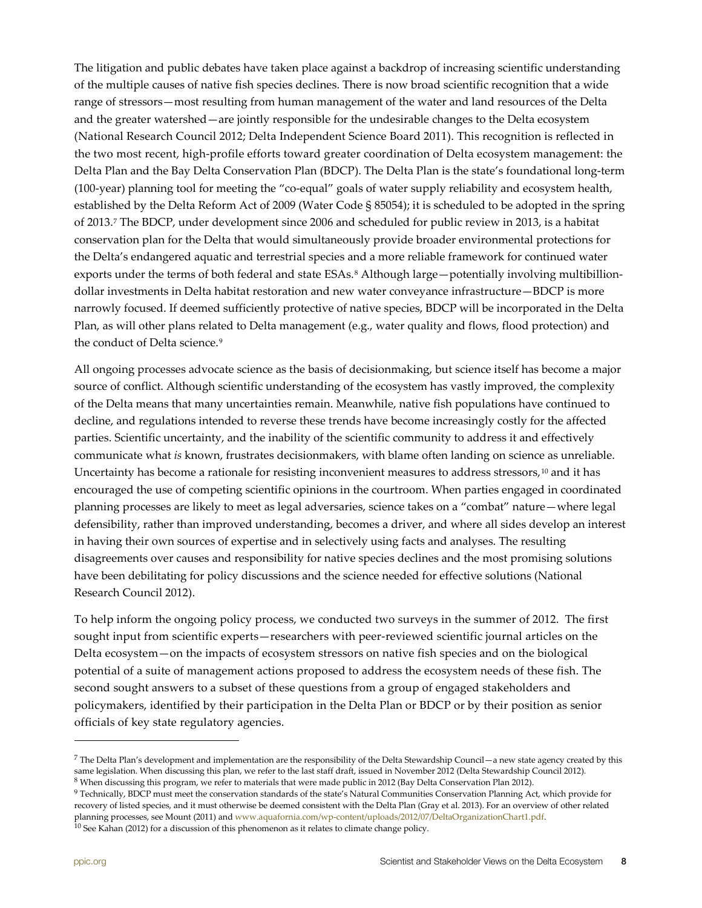The litigation and public debates have taken place against a backdrop of increasing scientific understanding of the multiple causes of native fish species declines. There is now broad scientific recognition that a wide range of stressors—most resulting from human management of the water and land resources of the Delta and the greater watershed—are jointly responsible for the undesirable changes to the Delta ecosystem (National Research Council 2012; Delta Independent Science Board 2011). This recognition is reflected in the two most recent, high-profile efforts toward greater coordination of Delta ecosystem management: the Delta Plan and the Bay Delta Conservation Plan (BDCP). The Delta Plan is the state's foundational long-term (100-year) planning tool for meeting the "co-equal" goals of water supply reliability and ecosystem health, established by the Delta Reform Act of 2009 (Water Code § 85054); it is scheduled to be adopted in the spring of 2013.[7] The BDCP, under development since 2006 and scheduled for public review in 2013, is a habitat conservation plan for the Delta that would simultaneously provide broader environmental protections for the Delta's endangered aquatic and terrestrial species and a more reliable framework for continued water exports under the terms of both federal and state ESAs.[8] Although large—potentially involving multibillion-dollar investments in Delta habitat restoration and new water conveyance infrastructure—BDCP is more narrowly focused. If deemed sufficiently protective of native species, BDCP will be incorporated in the Delta Plan, as will other plans related to Delta management (e.g., water quality and flows, flood protection) and the conduct of Delta science.[9]

All ongoing processes advocate science as the basis of decisionmaking, but science itself has become a major source of conflict. Although scientific understanding of the ecosystem has vastly improved, the complexity of the Delta means that many uncertainties remain. Meanwhile, native fish populations have continued to decline, and regulations intended to reverse these trends have become increasingly costly for the affected parties. Scientific uncertainty, and the inability of the scientific community to address it and effectively communicate what *is* known, frustrates decisionmakers, with blame often landing on science as unreliable. Uncertainty has become a rationale for resisting inconvenient measures to address stressors,[10] and it has encouraged the use of competing scientific opinions in the courtroom. When parties engaged in coordinated planning processes are likely to meet as legal adversaries, science takes on a "combat" nature—where legal defensibility, rather than improved understanding, becomes a driver, and where all sides develop an interest in having their own sources of expertise and in selectively using facts and analyses. The resulting disagreements over causes and responsibility for native species declines and the most promising solutions have been debilitating for policy discussions and the science needed for effective solutions (National Research Council 2012).

To help inform the ongoing policy process, we conducted two surveys in the summer of 2012. The first sought input from scientific experts—researchers with peer-reviewed scientific journal articles on the Delta ecosystem—on the impacts of ecosystem stressors on native fish species and on the biological potential of a suite of management actions proposed to address the ecosystem needs of these fish. The second sought answers to a subset of these questions from a group of engaged stakeholders and policymakers, identified by their participation in the Delta Plan or BDCP or by their position as senior officials of key state regulatory agencies.

---

[7] The Delta Plan's development and implementation are the responsibility of the Delta Stewardship Council—a new state agency created by this same legislation. When discussing this plan, we refer to the last staff draft, issued in November 2012 (Delta Stewardship Council 2012).

[8] When discussing this program, we refer to materials that were made public in 2012 (Bay Delta Conservation Plan 2012).

[9] Technically, BDCP must meet the conservation standards of the state's Natural Communities Conservation Planning Act, which provide for recovery of listed species, and it must otherwise be deemed consistent with the Delta Plan (Gray et al. 2013). For an overview of other related planning processes, see Mount (2011) and www.aquafornia.com/wp-content/uploads/2012/07/DeltaOrganizationChart1.pdf.

[10] See Kahan (2012) for a discussion of this phenomenon as it relates to climate change policy.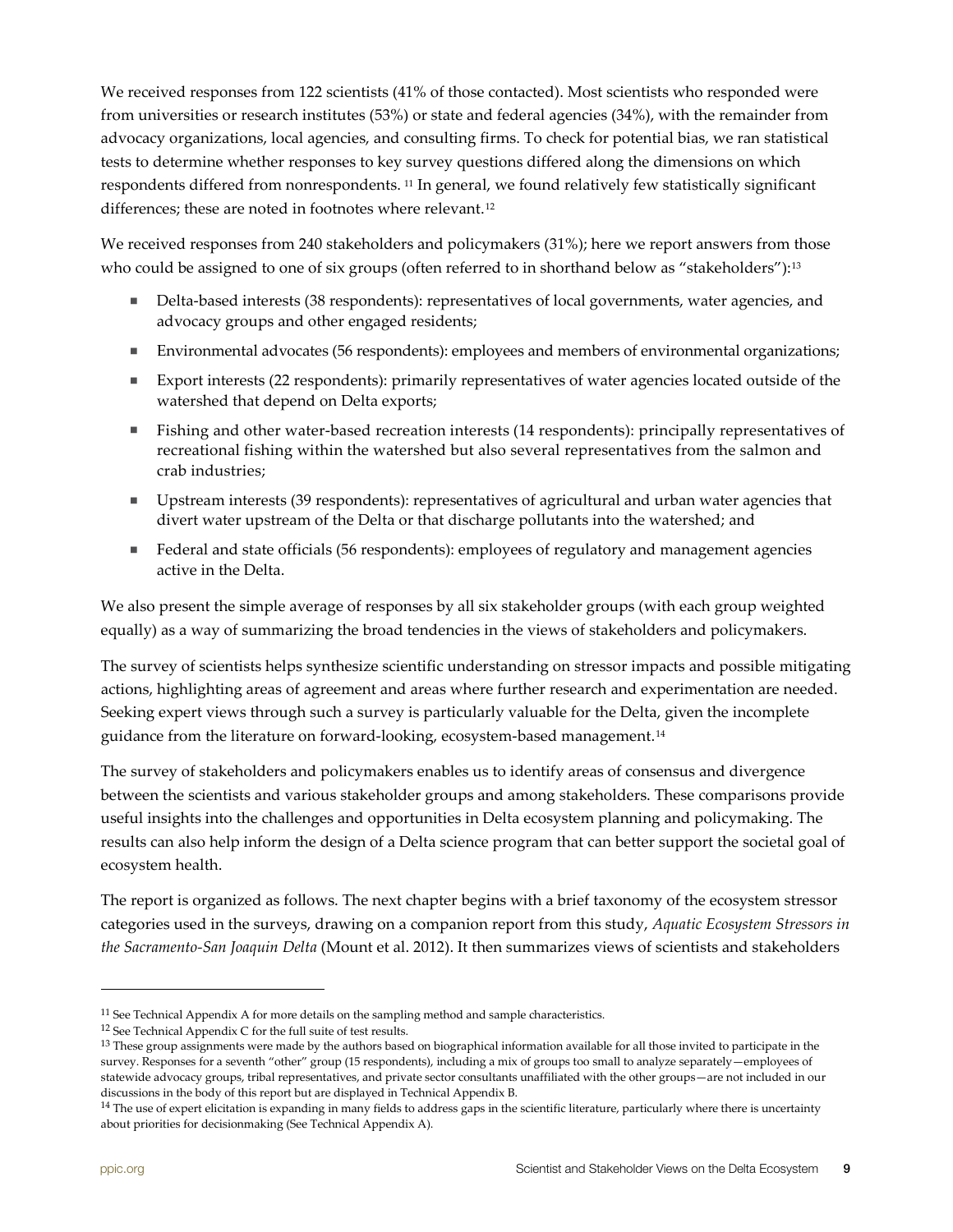We received responses from 122 scientists (41% of those contacted). Most scientists who responded were from universities or research institutes (53%) or state and federal agencies (34%), with the remainder from advocacy organizations, local agencies, and consulting firms. To check for potential bias, we ran statistical tests to determine whether responses to key survey questions differed along the dimensions on which respondents differed from nonrespondents. [11] In general, we found relatively few statistically significant differences; these are noted in footnotes where relevant.[12]

We received responses from 240 stakeholders and policymakers (31%); here we report answers from those who could be assigned to one of six groups (often referred to in shorthand below as "stakeholders"):[13]

- Delta-based interests (38 respondents): representatives of local governments, water agencies, and advocacy groups and other engaged residents;
- Environmental advocates (56 respondents): employees and members of environmental organizations;
- Export interests (22 respondents): primarily representatives of water agencies located outside of the watershed that depend on Delta exports;
- Fishing and other water-based recreation interests (14 respondents): principally representatives of recreational fishing within the watershed but also several representatives from the salmon and crab industries;
- Upstream interests (39 respondents): representatives of agricultural and urban water agencies that divert water upstream of the Delta or that discharge pollutants into the watershed; and
- Federal and state officials (56 respondents): employees of regulatory and management agencies active in the Delta.

We also present the simple average of responses by all six stakeholder groups (with each group weighted equally) as a way of summarizing the broad tendencies in the views of stakeholders and policymakers.

The survey of scientists helps synthesize scientific understanding on stressor impacts and possible mitigating actions, highlighting areas of agreement and areas where further research and experimentation are needed. Seeking expert views through such a survey is particularly valuable for the Delta, given the incomplete guidance from the literature on forward-looking, ecosystem-based management.[14]

The survey of stakeholders and policymakers enables us to identify areas of consensus and divergence between the scientists and various stakeholder groups and among stakeholders. These comparisons provide useful insights into the challenges and opportunities in Delta ecosystem planning and policymaking. The results can also help inform the design of a Delta science program that can better support the societal goal of ecosystem health.

The report is organized as follows. The next chapter begins with a brief taxonomy of the ecosystem stressor categories used in the surveys, drawing on a companion report from this study, *Aquatic Ecosystem Stressors in the Sacramento-San Joaquin Delta* (Mount et al. 2012). It then summarizes views of scientists and stakeholders

---

[11] See Technical Appendix A for more details on the sampling method and sample characteristics.

[12] See Technical Appendix C for the full suite of test results.

[13] These group assignments were made by the authors based on biographical information available for all those invited to participate in the survey. Responses for a seventh "other" group (15 respondents), including a mix of groups too small to analyze separately—employees of statewide advocacy groups, tribal representatives, and private sector consultants unaffiliated with the other groups—are not included in our discussions in the body of this report but are displayed in Technical Appendix B.

[14] The use of expert elicitation is expanding in many fields to address gaps in the scientific literature, particularly where there is uncertainty about priorities for decisionmaking (See Technical Appendix A).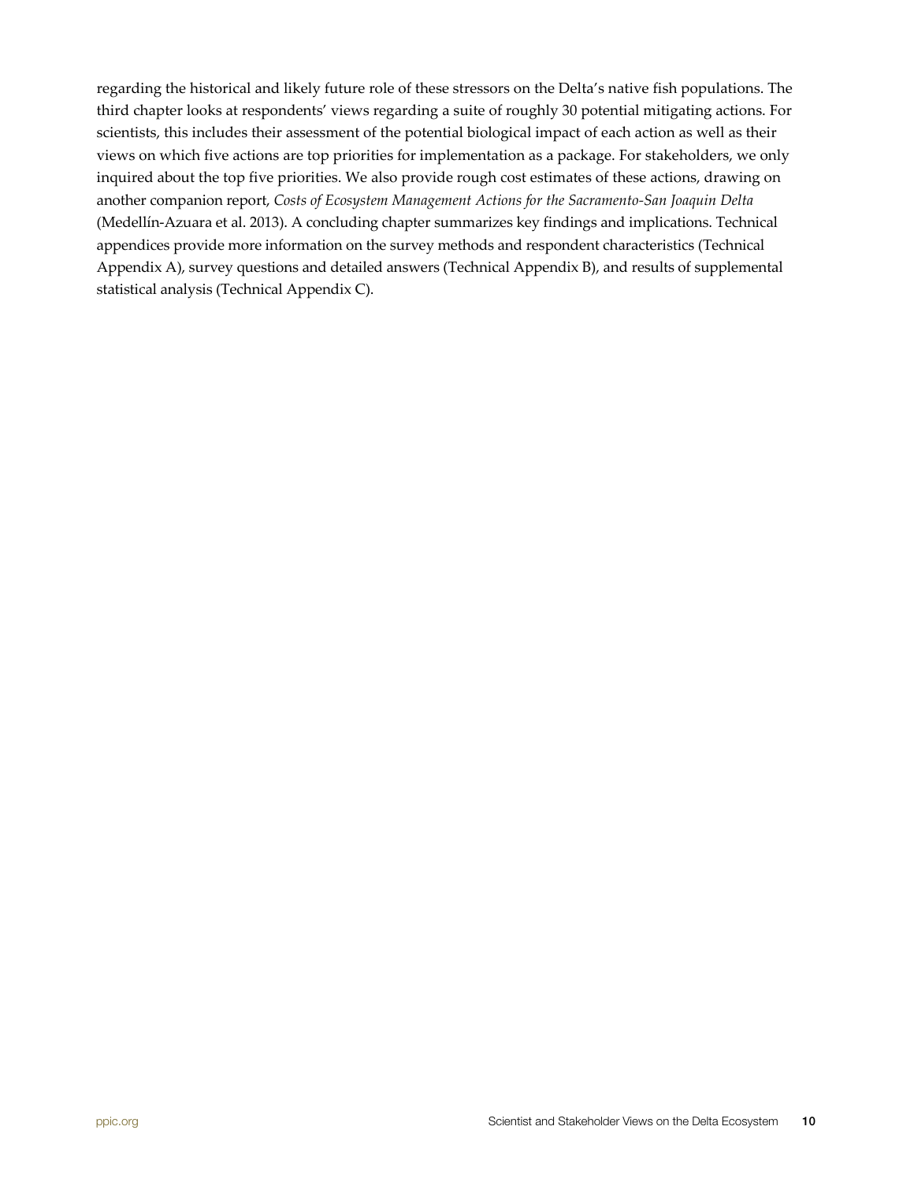regarding the historical and likely future role of these stressors on the Delta's native fish populations. The third chapter looks at respondents' views regarding a suite of roughly 30 potential mitigating actions. For scientists, this includes their assessment of the potential biological impact of each action as well as their views on which five actions are top priorities for implementation as a package. For stakeholders, we only inquired about the top five priorities. We also provide rough cost estimates of these actions, drawing on another companion report, *Costs of Ecosystem Management Actions for the Sacramento-San Joaquin Delta* (Medellín-Azuara et al. 2013). A concluding chapter summarizes key findings and implications. Technical appendices provide more information on the survey methods and respondent characteristics (Technical Appendix A), survey questions and detailed answers (Technical Appendix B), and results of supplemental statistical analysis (Technical Appendix C).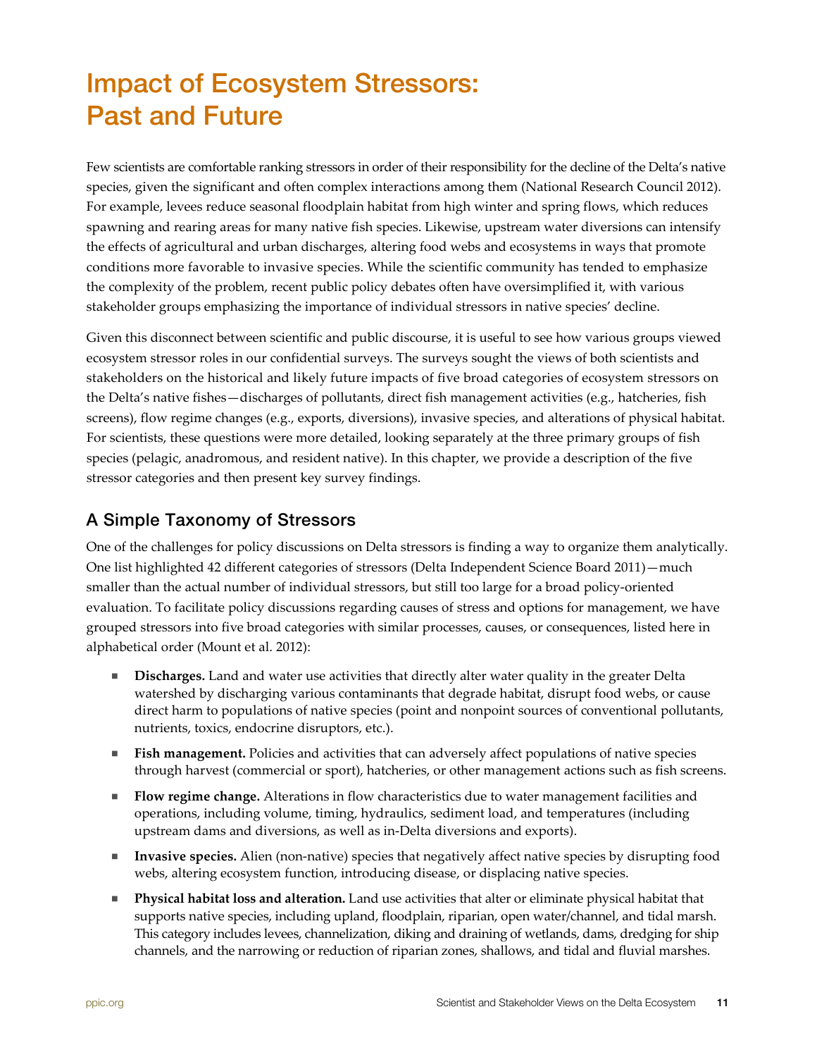# Impact of Ecosystem Stressors: Past and Future

Few scientists are comfortable ranking stressors in order of their responsibility for the decline of the Delta's native species, given the significant and often complex interactions among them (National Research Council 2012). For example, levees reduce seasonal floodplain habitat from high winter and spring flows, which reduces spawning and rearing areas for many native fish species. Likewise, upstream water diversions can intensify the effects of agricultural and urban discharges, altering food webs and ecosystems in ways that promote conditions more favorable to invasive species. While the scientific community has tended to emphasize the complexity of the problem, recent public policy debates often have oversimplified it, with various stakeholder groups emphasizing the importance of individual stressors in native species' decline.

Given this disconnect between scientific and public discourse, it is useful to see how various groups viewed ecosystem stressor roles in our confidential surveys. The surveys sought the views of both scientists and stakeholders on the historical and likely future impacts of five broad categories of ecosystem stressors on the Delta's native fishes—discharges of pollutants, direct fish management activities (e.g., hatcheries, fish screens), flow regime changes (e.g., exports, diversions), invasive species, and alterations of physical habitat. For scientists, these questions were more detailed, looking separately at the three primary groups of fish species (pelagic, anadromous, and resident native). In this chapter, we provide a description of the five stressor categories and then present key survey findings.

## A Simple Taxonomy of Stressors

One of the challenges for policy discussions on Delta stressors is finding a way to organize them analytically. One list highlighted 42 different categories of stressors (Delta Independent Science Board 2011)—much smaller than the actual number of individual stressors, but still too large for a broad policy-oriented evaluation. To facilitate policy discussions regarding causes of stress and options for management, we have grouped stressors into five broad categories with similar processes, causes, or consequences, listed here in alphabetical order (Mount et al. 2012):

- **Discharges.** Land and water use activities that directly alter water quality in the greater Delta watershed by discharging various contaminants that degrade habitat, disrupt food webs, or cause direct harm to populations of native species (point and nonpoint sources of conventional pollutants, nutrients, toxics, endocrine disruptors, etc.).
- **Fish management.** Policies and activities that can adversely affect populations of native species through harvest (commercial or sport), hatcheries, or other management actions such as fish screens.
- **Flow regime change.** Alterations in flow characteristics due to water management facilities and operations, including volume, timing, hydraulics, sediment load, and temperatures (including upstream dams and diversions, as well as in-Delta diversions and exports).
- **Invasive species.** Alien (non-native) species that negatively affect native species by disrupting food webs, altering ecosystem function, introducing disease, or displacing native species.
- **Physical habitat loss and alteration.** Land use activities that alter or eliminate physical habitat that supports native species, including upland, floodplain, riparian, open water/channel, and tidal marsh. This category includes levees, channelization, diking and draining of wetlands, dams, dredging for ship channels, and the narrowing or reduction of riparian zones, shallows, and tidal and fluvial marshes.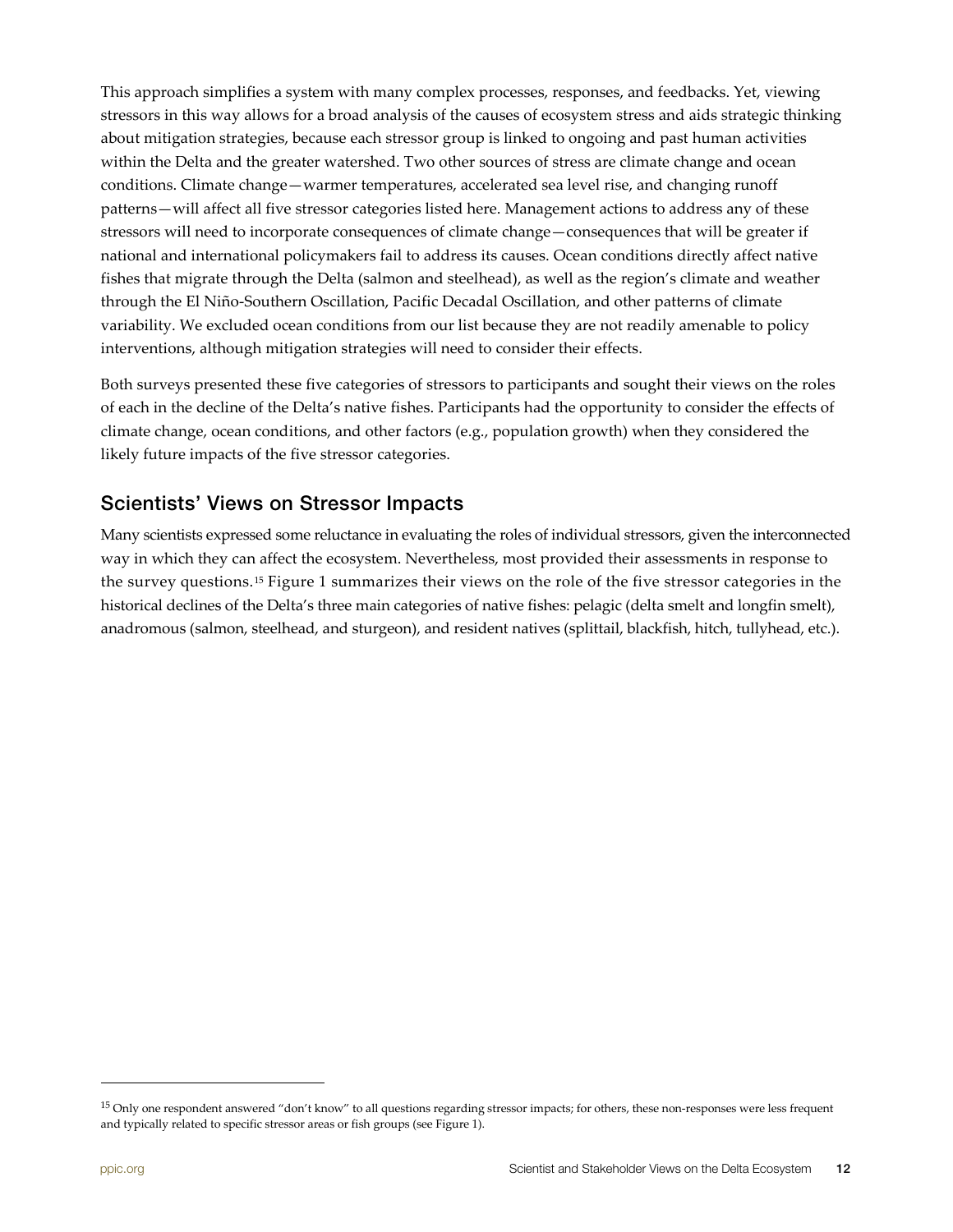This approach simplifies a system with many complex processes, responses, and feedbacks. Yet, viewing stressors in this way allows for a broad analysis of the causes of ecosystem stress and aids strategic thinking about mitigation strategies, because each stressor group is linked to ongoing and past human activities within the Delta and the greater watershed. Two other sources of stress are climate change and ocean conditions. Climate change—warmer temperatures, accelerated sea level rise, and changing runoff patterns—will affect all five stressor categories listed here. Management actions to address any of these stressors will need to incorporate consequences of climate change—consequences that will be greater if national and international policymakers fail to address its causes. Ocean conditions directly affect native fishes that migrate through the Delta (salmon and steelhead), as well as the region's climate and weather through the El Niño-Southern Oscillation, Pacific Decadal Oscillation, and other patterns of climate variability. We excluded ocean conditions from our list because they are not readily amenable to policy interventions, although mitigation strategies will need to consider their effects.

Both surveys presented these five categories of stressors to participants and sought their views on the roles of each in the decline of the Delta's native fishes. Participants had the opportunity to consider the effects of climate change, ocean conditions, and other factors (e.g., population growth) when they considered the likely future impacts of the five stressor categories.

## Scientists' Views on Stressor Impacts

Many scientists expressed some reluctance in evaluating the roles of individual stressors, given the interconnected way in which they can affect the ecosystem. Nevertheless, most provided their assessments in response to the survey questions.[15] Figure 1 summarizes their views on the role of the five stressor categories in the historical declines of the Delta's three main categories of native fishes: pelagic (delta smelt and longfin smelt), anadromous (salmon, steelhead, and sturgeon), and resident natives (splittail, blackfish, hitch, tullyhead, etc.).

[15] Only one respondent answered "don't know" to all questions regarding stressor impacts; for others, these non-responses were less frequent and typically related to specific stressor areas or fish groups (see Figure 1).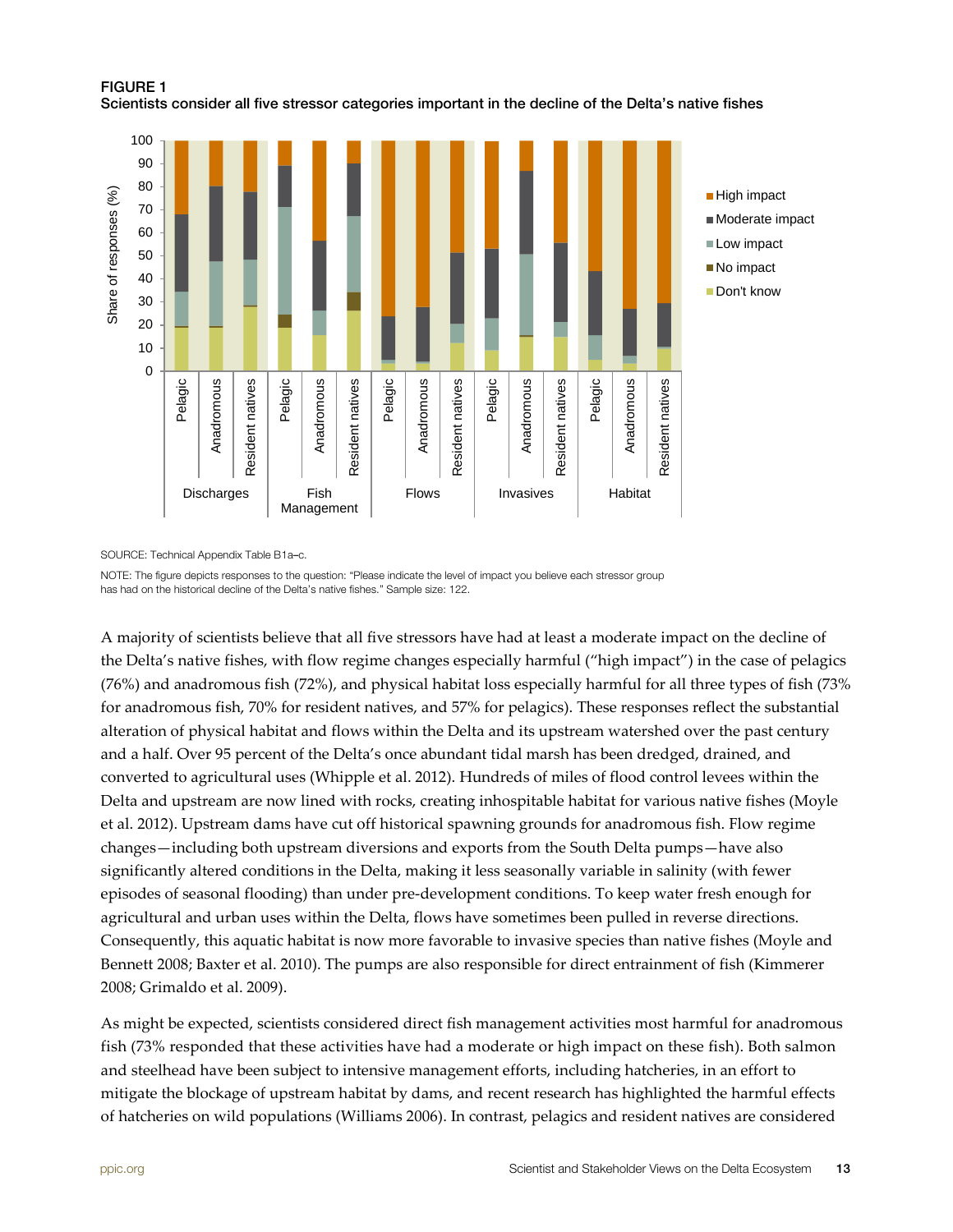**FIGURE 1**
**Scientists consider all five stressor categories important in the decline of the Delta's native fishes**

SOURCE: Technical Appendix Table B1a–c.

NOTE: The figure depicts responses to the question: "Please indicate the level of impact you believe each stressor group has had on the historical decline of the Delta's native fishes." Sample size: 122.

A majority of scientists believe that all five stressors have had at least a moderate impact on the decline of the Delta's native fishes, with flow regime changes especially harmful ("high impact") in the case of pelagics (76%) and anadromous fish (72%), and physical habitat loss especially harmful for all three types of fish (73% for anadromous fish, 70% for resident natives, and 57% for pelagics). These responses reflect the substantial alteration of physical habitat and flows within the Delta and its upstream watershed over the past century and a half. Over 95 percent of the Delta's once abundant tidal marsh has been dredged, drained, and converted to agricultural uses (Whipple et al. 2012). Hundreds of miles of flood control levees within the Delta and upstream are now lined with rocks, creating inhospitable habitat for various native fishes (Moyle et al. 2012). Upstream dams have cut off historical spawning grounds for anadromous fish. Flow regime changes—including both upstream diversions and exports from the South Delta pumps—have also significantly altered conditions in the Delta, making it less seasonally variable in salinity (with fewer episodes of seasonal flooding) than under pre-development conditions. To keep water fresh enough for agricultural and urban uses within the Delta, flows have sometimes been pulled in reverse directions. Consequently, this aquatic habitat is now more favorable to invasive species than native fishes (Moyle and Bennett 2008; Baxter et al. 2010). The pumps are also responsible for direct entrainment of fish (Kimmerer 2008; Grimaldo et al. 2009).

As might be expected, scientists considered direct fish management activities most harmful for anadromous fish (73% responded that these activities have had a moderate or high impact on these fish). Both salmon and steelhead have been subject to intensive management efforts, including hatcheries, in an effort to mitigate the blockage of upstream habitat by dams, and recent research has highlighted the harmful effects of hatcheries on wild populations (Williams 2006). In contrast, pelagics and resident natives are considered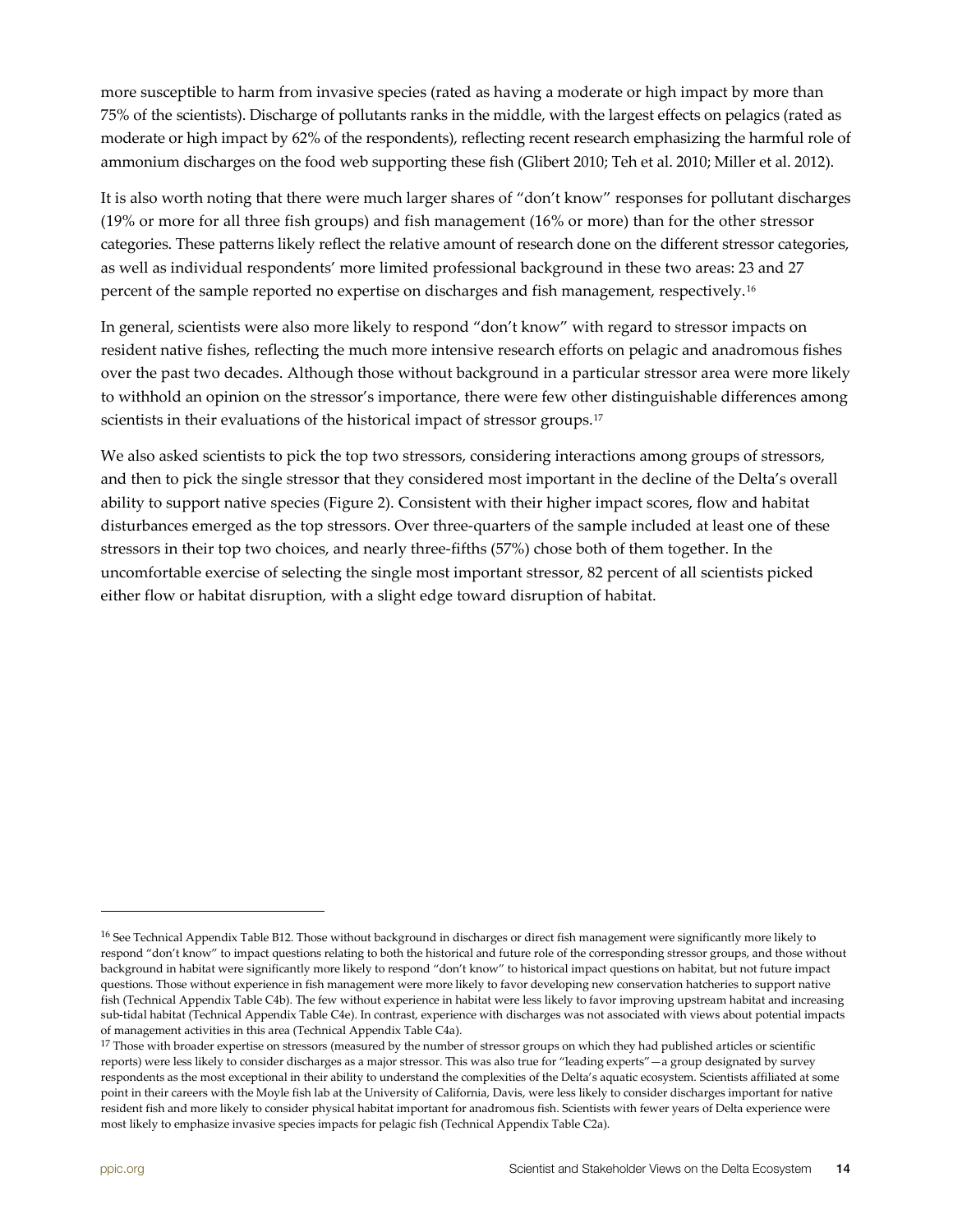more susceptible to harm from invasive species (rated as having a moderate or high impact by more than 75% of the scientists). Discharge of pollutants ranks in the middle, with the largest effects on pelagics (rated as moderate or high impact by 62% of the respondents), reflecting recent research emphasizing the harmful role of ammonium discharges on the food web supporting these fish (Glibert 2010; Teh et al. 2010; Miller et al. 2012).

It is also worth noting that there were much larger shares of "don't know" responses for pollutant discharges (19% or more for all three fish groups) and fish management (16% or more) than for the other stressor categories. These patterns likely reflect the relative amount of research done on the different stressor categories, as well as individual respondents' more limited professional background in these two areas: 23 and 27 percent of the sample reported no expertise on discharges and fish management, respectively.[16]

In general, scientists were also more likely to respond "don't know" with regard to stressor impacts on resident native fishes, reflecting the much more intensive research efforts on pelagic and anadromous fishes over the past two decades. Although those without background in a particular stressor area were more likely to withhold an opinion on the stressor's importance, there were few other distinguishable differences among scientists in their evaluations of the historical impact of stressor groups.[17]

We also asked scientists to pick the top two stressors, considering interactions among groups of stressors, and then to pick the single stressor that they considered most important in the decline of the Delta's overall ability to support native species (Figure 2). Consistent with their higher impact scores, flow and habitat disturbances emerged as the top stressors. Over three-quarters of the sample included at least one of these stressors in their top two choices, and nearly three-fifths (57%) chose both of them together. In the uncomfortable exercise of selecting the single most important stressor, 82 percent of all scientists picked either flow or habitat disruption, with a slight edge toward disruption of habitat.

---

[16] See Technical Appendix Table B12. Those without background in discharges or direct fish management were significantly more likely to respond "don't know" to impact questions relating to both the historical and future role of the corresponding stressor groups, and those without background in habitat were significantly more likely to respond "don't know" to historical impact questions on habitat, but not future impact questions. Those without experience in fish management were more likely to favor developing new conservation hatcheries to support native fish (Technical Appendix Table C4b). The few without experience in habitat were less likely to favor improving upstream habitat and increasing sub-tidal habitat (Technical Appendix Table C4e). In contrast, experience with discharges was not associated with views about potential impacts of management activities in this area (Technical Appendix Table C4a).

[17] Those with broader expertise on stressors (measured by the number of stressor groups on which they had published articles or scientific reports) were less likely to consider discharges as a major stressor. This was also true for "leading experts"—a group designated by survey respondents as the most exceptional in their ability to understand the complexities of the Delta's aquatic ecosystem. Scientists affiliated at some point in their careers with the Moyle fish lab at the University of California, Davis, were less likely to consider discharges important for native resident fish and more likely to consider physical habitat important for anadromous fish. Scientists with fewer years of Delta experience were most likely to emphasize invasive species impacts for pelagic fish (Technical Appendix Table C2a).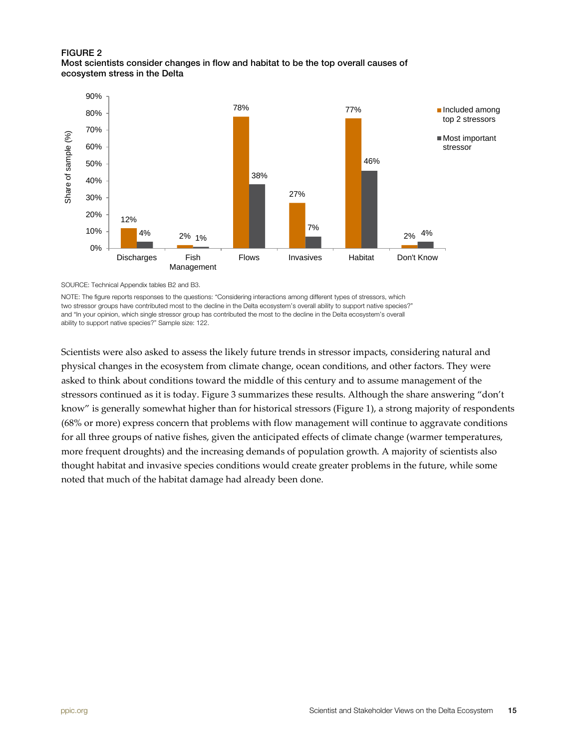FIGURE 2
**Most scientists consider changes in flow and habitat to be the top overall causes of ecosystem stress in the Delta**

| Stressor | Included among top 2 stressors | Most important stressor |
|---|---|---|
| Discharges | 12% | 4% |
| Fish Management | 2% | 1% |
| Flows | 78% | 38% |
| Invasives | 27% | 7% |
| Habitat | 77% | 46% |
| Don't Know | 2% | 4% |

SOURCE: Technical Appendix tables B2 and B3.

NOTE: The figure reports responses to the questions: "Considering interactions among different types of stressors, which two stressor groups have contributed most to the decline in the Delta ecosystem's overall ability to support native species?" and "In your opinion, which single stressor group has contributed the most to the decline in the Delta ecosystem's overall ability to support native species?" Sample size: 122.

Scientists were also asked to assess the likely future trends in stressor impacts, considering natural and physical changes in the ecosystem from climate change, ocean conditions, and other factors. They were asked to think about conditions toward the middle of this century and to assume management of the stressors continued as it is today. Figure 3 summarizes these results. Although the share answering "don't know" is generally somewhat higher than for historical stressors (Figure 1), a strong majority of respondents (68% or more) express concern that problems with flow management will continue to aggravate conditions for all three groups of native fishes, given the anticipated effects of climate change (warmer temperatures, more frequent droughts) and the increasing demands of population growth. A majority of scientists also thought habitat and invasive species conditions would create greater problems in the future, while some noted that much of the habitat damage had already been done.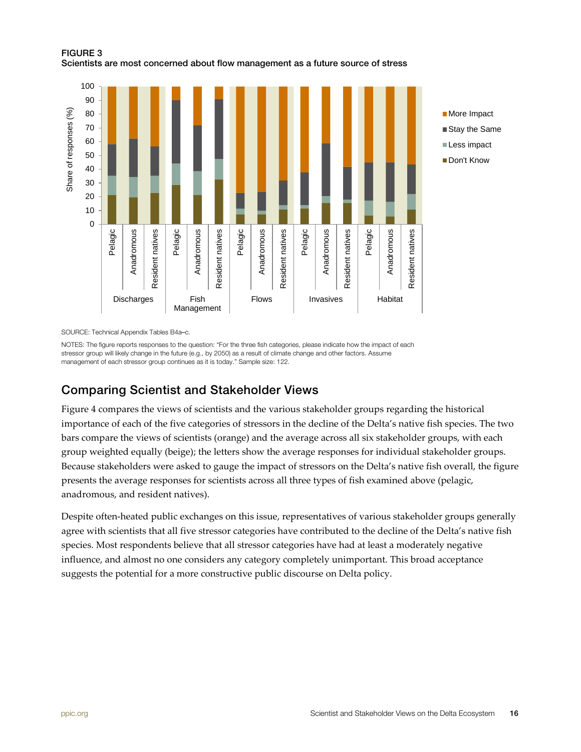**FIGURE 3**
**Scientists are most concerned about flow management as a future source of stress**

SOURCE: Technical Appendix Tables B4a–c.

NOTES: The figure reports responses to the question: "For the three fish categories, please indicate how the impact of each stressor group will likely change in the future (e.g., by 2050) as a result of climate change and other factors. Assume management of each stressor group continues as it is today." Sample size: 122.

## Comparing Scientist and Stakeholder Views

Figure 4 compares the views of scientists and the various stakeholder groups regarding the historical importance of each of the five categories of stressors in the decline of the Delta's native fish species. The two bars compare the views of scientists (orange) and the average across all six stakeholder groups, with each group weighted equally (beige); the letters show the average responses for individual stakeholder groups. Because stakeholders were asked to gauge the impact of stressors on the Delta's native fish overall, the figure presents the average responses for scientists across all three types of fish examined above (pelagic, anadromous, and resident natives).

Despite often-heated public exchanges on this issue, representatives of various stakeholder groups generally agree with scientists that all five stressor categories have contributed to the decline of the Delta's native fish species. Most respondents believe that all stressor categories have had at least a moderately negative influence, and almost no one considers any category completely unimportant. This broad acceptance suggests the potential for a more constructive public discourse on Delta policy.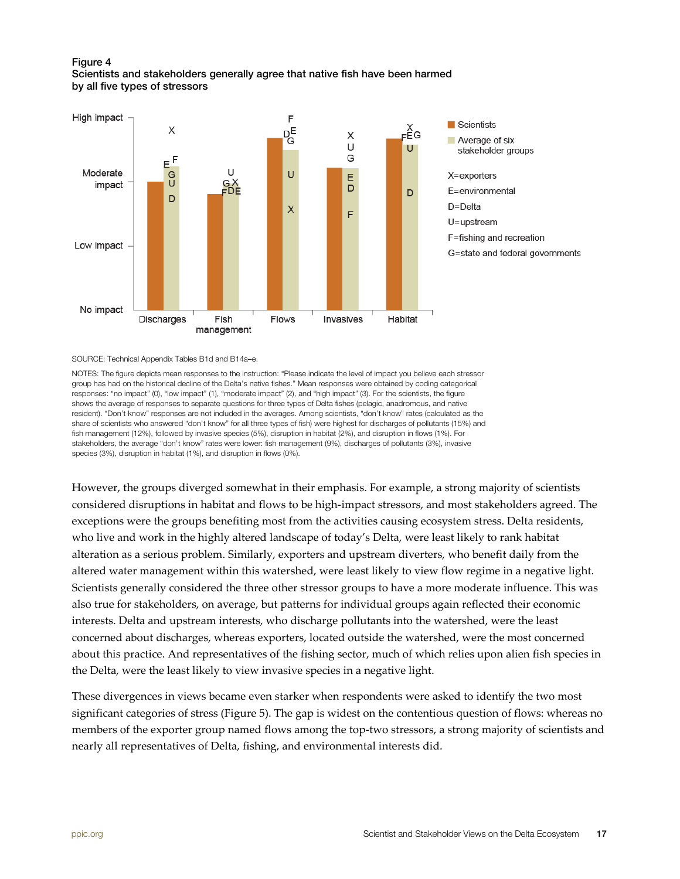Figure 4
Scientists and stakeholders generally agree that native fish have been harmed by all five types of stressors

SOURCE: Technical Appendix Tables B1d and B14a–e.

NOTES: The figure depicts mean responses to the instruction: "Please indicate the level of impact you believe each stressor group has had on the historical decline of the Delta's native fishes." Mean responses were obtained by coding categorical responses: "no impact" (0), "low impact" (1), "moderate impact" (2), and "high impact" (3). For the scientists, the figure shows the average of responses to separate questions for three types of Delta fishes (pelagic, anadromous, and native resident). "Don't know" responses are not included in the averages. Among scientists, "don't know" rates (calculated as the share of scientists who answered "don't know" for all three types of fish) were highest for discharges of pollutants (15%) and fish management (12%), followed by invasive species (5%), disruption in habitat (2%), and disruption in flows (1%). For stakeholders, the average "don't know" rates were lower: fish management (9%), discharges of pollutants (3%), invasive species (3%), disruption in habitat (1%), and disruption in flows (0%).

However, the groups diverged somewhat in their emphasis. For example, a strong majority of scientists considered disruptions in habitat and flows to be high-impact stressors, and most stakeholders agreed. The exceptions were the groups benefiting most from the activities causing ecosystem stress. Delta residents, who live and work in the highly altered landscape of today's Delta, were least likely to rank habitat alteration as a serious problem. Similarly, exporters and upstream diverters, who benefit daily from the altered water management within this watershed, were least likely to view flow regime in a negative light. Scientists generally considered the three other stressor groups to have a more moderate influence. This was also true for stakeholders, on average, but patterns for individual groups again reflected their economic interests. Delta and upstream interests, who discharge pollutants into the watershed, were the least concerned about discharges, whereas exporters, located outside the watershed, were the most concerned about this practice. And representatives of the fishing sector, much of which relies upon alien fish species in the Delta, were the least likely to view invasive species in a negative light.

These divergences in views became even starker when respondents were asked to identify the two most significant categories of stress (Figure 5). The gap is widest on the contentious question of flows: whereas no members of the exporter group named flows among the top-two stressors, a strong majority of scientists and nearly all representatives of Delta, fishing, and environmental interests did.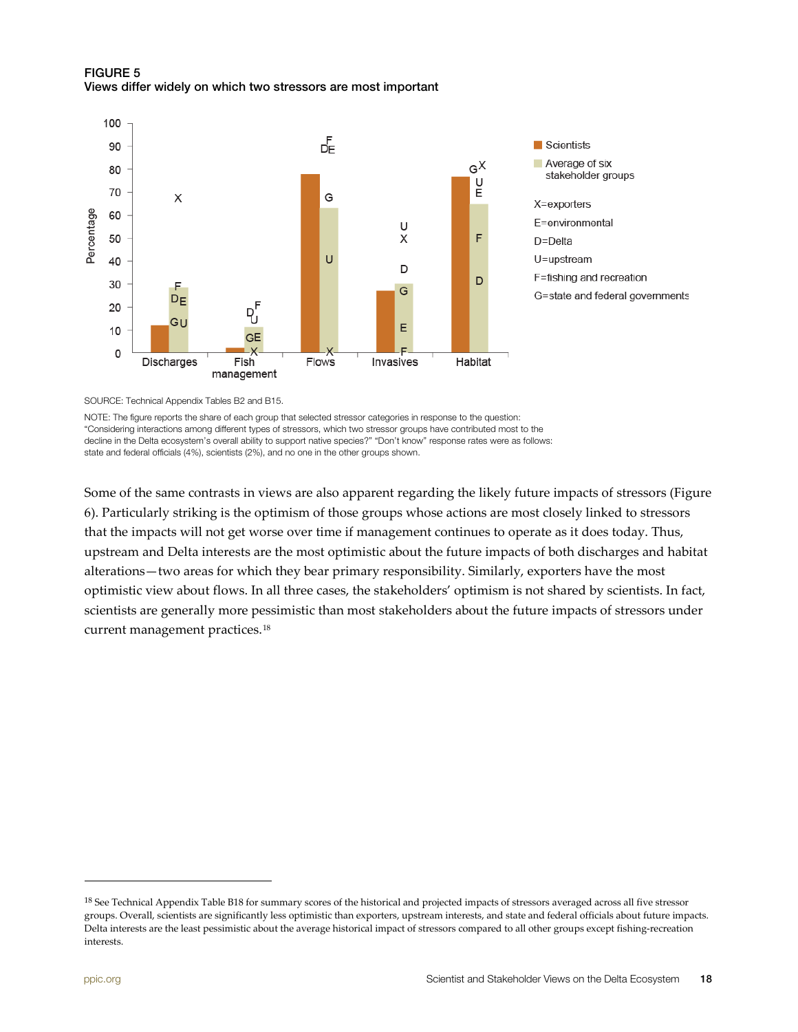**FIGURE 5**
**Views differ widely on which two stressors are most important**

SOURCE: Technical Appendix Tables B2 and B15.

NOTE: The figure reports the share of each group that selected stressor categories in response to the question: "Considering interactions among different types of stressors, which two stressor groups have contributed most to the decline in the Delta ecosystem's overall ability to support native species?" "Don't know" response rates were as follows: state and federal officials (4%), scientists (2%), and no one in the other groups shown.

Some of the same contrasts in views are also apparent regarding the likely future impacts of stressors (Figure 6). Particularly striking is the optimism of those groups whose actions are most closely linked to stressors that the impacts will not get worse over time if management continues to operate as it does today. Thus, upstream and Delta interests are the most optimistic about the future impacts of both discharges and habitat alterations—two areas for which they bear primary responsibility. Similarly, exporters have the most optimistic view about flows. In all three cases, the stakeholders' optimism is not shared by scientists. In fact, scientists are generally more pessimistic than most stakeholders about the future impacts of stressors under current management practices.[18]

---

[18] See Technical Appendix Table B18 for summary scores of the historical and projected impacts of stressors averaged across all five stressor groups. Overall, scientists are significantly less optimistic than exporters, upstream interests, and state and federal officials about future impacts. Delta interests are the least pessimistic about the average historical impact of stressors compared to all other groups except fishing-recreation interests.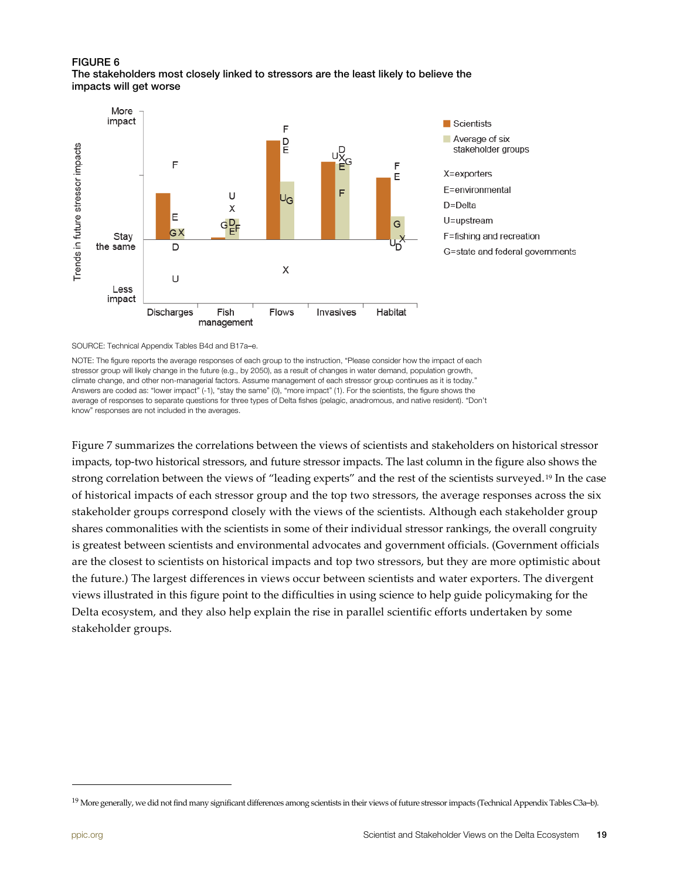FIGURE 6
**The stakeholders most closely linked to stressors are the least likely to believe the impacts will get worse**

SOURCE: Technical Appendix Tables B4d and B17a–e.

NOTE: The figure reports the average responses of each group to the instruction, "Please consider how the impact of each stressor group will likely change in the future (e.g., by 2050), as a result of changes in water demand, population growth, climate change, and other non-managerial factors. Assume management of each stressor group continues as it is today." Answers are coded as: "lower impact" (-1), "stay the same" (0), "more impact" (1). For the scientists, the figure shows the average of responses to separate questions for three types of Delta fishes (pelagic, anadromous, and native resident). "Don't know" responses are not included in the averages.

Figure 7 summarizes the correlations between the views of scientists and stakeholders on historical stressor impacts, top-two historical stressors, and future stressor impacts. The last column in the figure also shows the strong correlation between the views of "leading experts" and the rest of the scientists surveyed.[19] In the case of historical impacts of each stressor group and the top two stressors, the average responses across the six stakeholder groups correspond closely with the views of the scientists. Although each stakeholder group shares commonalities with the scientists in some of their individual stressor rankings, the overall congruity is greatest between scientists and environmental advocates and government officials. (Government officials are the closest to scientists on historical impacts and top two stressors, but they are more optimistic about the future.) The largest differences in views occur between scientists and water exporters. The divergent views illustrated in this figure point to the difficulties in using science to help guide policymaking for the Delta ecosystem, and they also help explain the rise in parallel scientific efforts undertaken by some stakeholder groups.

[19] More generally, we did not find many significant differences among scientists in their views of future stressor impacts (Technical Appendix Tables C3a–b).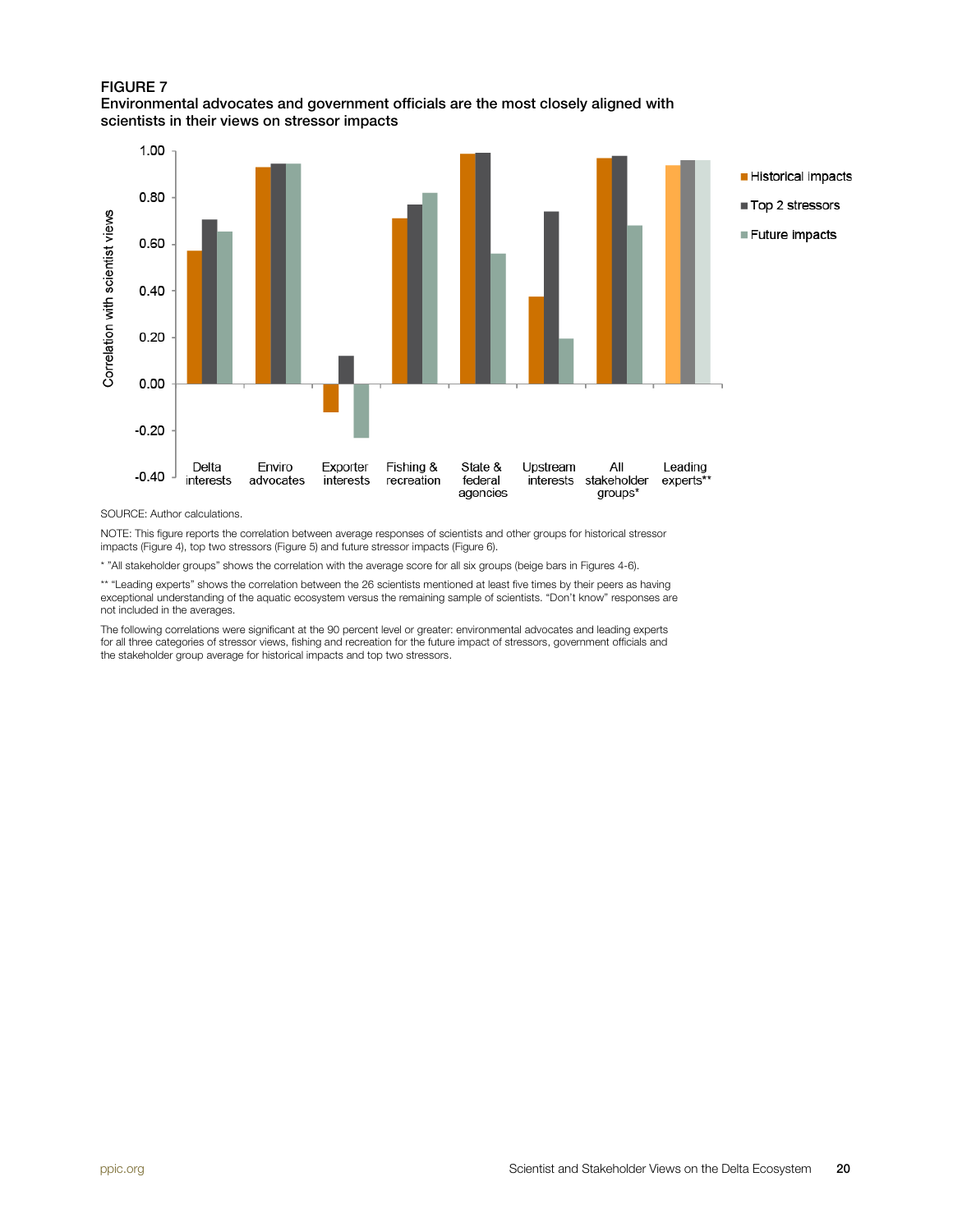FIGURE 7
Environmental advocates and government officials are the most closely aligned with scientists in their views on stressor impacts

SOURCE: Author calculations.

NOTE: This figure reports the correlation between average responses of scientists and other groups for historical stressor impacts (Figure 4), top two stressors (Figure 5) and future stressor impacts (Figure 6).

* "All stakeholder groups" shows the correlation with the average score for all six groups (beige bars in Figures 4-6).

** "Leading experts" shows the correlation between the 26 scientists mentioned at least five times by their peers as having exceptional understanding of the aquatic ecosystem versus the remaining sample of scientists. "Don't know" responses are not included in the averages.

The following correlations were significant at the 90 percent level or greater: environmental advocates and leading experts for all three categories of stressor views, fishing and recreation for the future impact of stressors, government officials and the stakeholder group average for historical impacts and top two stressors.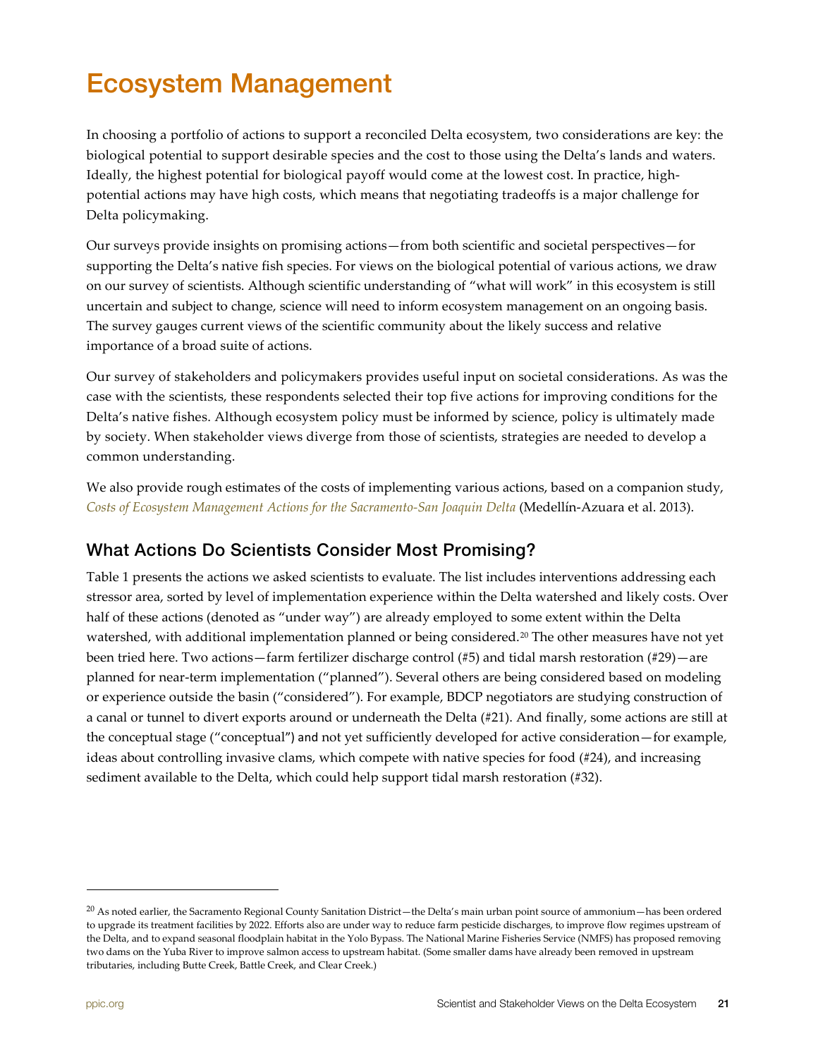# Ecosystem Management

In choosing a portfolio of actions to support a reconciled Delta ecosystem, two considerations are key: the biological potential to support desirable species and the cost to those using the Delta's lands and waters. Ideally, the highest potential for biological payoff would come at the lowest cost. In practice, high-potential actions may have high costs, which means that negotiating tradeoffs is a major challenge for Delta policymaking.

Our surveys provide insights on promising actions—from both scientific and societal perspectives—for supporting the Delta's native fish species. For views on the biological potential of various actions, we draw on our survey of scientists. Although scientific understanding of "what will work" in this ecosystem is still uncertain and subject to change, science will need to inform ecosystem management on an ongoing basis. The survey gauges current views of the scientific community about the likely success and relative importance of a broad suite of actions.

Our survey of stakeholders and policymakers provides useful input on societal considerations. As was the case with the scientists, these respondents selected their top five actions for improving conditions for the Delta's native fishes. Although ecosystem policy must be informed by science, policy is ultimately made by society. When stakeholder views diverge from those of scientists, strategies are needed to develop a common understanding.

We also provide rough estimates of the costs of implementing various actions, based on a companion study, *Costs of Ecosystem Management Actions for the Sacramento-San Joaquin Delta* (Medellín-Azuara et al. 2013).

## What Actions Do Scientists Consider Most Promising?

Table 1 presents the actions we asked scientists to evaluate. The list includes interventions addressing each stressor area, sorted by level of implementation experience within the Delta watershed and likely costs. Over half of these actions (denoted as "under way") are already employed to some extent within the Delta watershed, with additional implementation planned or being considered.[20] The other measures have not yet been tried here. Two actions—farm fertilizer discharge control (#5) and tidal marsh restoration (#29)—are planned for near-term implementation ("planned"). Several others are being considered based on modeling or experience outside the basin ("considered"). For example, BDCP negotiators are studying construction of a canal or tunnel to divert exports around or underneath the Delta (#21). And finally, some actions are still at the conceptual stage ("conceptual") and not yet sufficiently developed for active consideration—for example, ideas about controlling invasive clams, which compete with native species for food (#24), and increasing sediment available to the Delta, which could help support tidal marsh restoration (#32).

---

[20] As noted earlier, the Sacramento Regional County Sanitation District—the Delta's main urban point source of ammonium—has been ordered to upgrade its treatment facilities by 2022. Efforts also are under way to reduce farm pesticide discharges, to improve flow regimes upstream of the Delta, and to expand seasonal floodplain habitat in the Yolo Bypass. The National Marine Fisheries Service (NMFS) has proposed removing two dams on the Yuba River to improve salmon access to upstream habitat. (Some smaller dams have already been removed in upstream tributaries, including Butte Creek, Battle Creek, and Clear Creek.)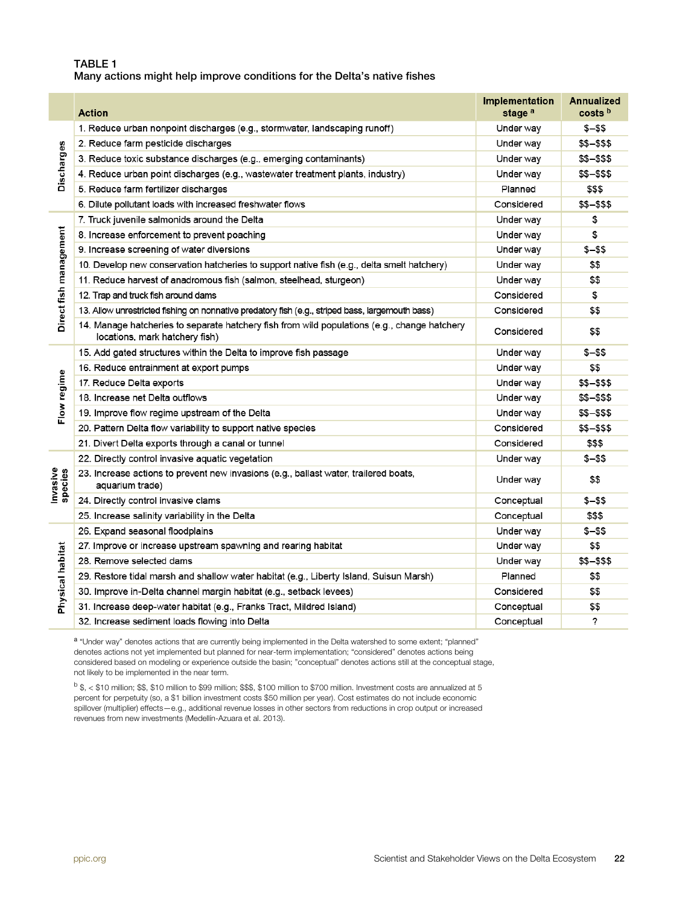**TABLE 1**
**Many actions might help improve conditions for the Delta's native fishes**

| | Action | Implementation stage [a] | Annualized costs [b] |
|---|---|---|---|
| Discharges | 1. Reduce urban nonpoint discharges (e.g., stormwater, landscaping runoff) | Under way | $–$$ |
| | 2. Reduce farm pesticide discharges | Under way | $$–$$$ |
| | 3. Reduce toxic substance discharges (e.g., emerging contaminants) | Under way | $$–$$$ |
| | 4. Reduce urban point discharges (e.g., wastewater treatment plants, industry) | Under way | $$–$$$ |
| | 5. Reduce farm fertilizer discharges | Planned | $$$ |
| | 6. Dilute pollutant loads with increased freshwater flows | Considered | $$–$$$ |
| Direct fish management | 7. Truck juvenile salmonids around the Delta | Under way | $ |
| | 8. Increase enforcement to prevent poaching | Under way | $ |
| | 9. Increase screening of water diversions | Under way | $–$$ |
| | 10. Develop new conservation hatcheries to support native fish (e.g., delta smelt hatchery) | Under way | $$ |
| | 11. Reduce harvest of anadromous fish (salmon, steelhead, sturgeon) | Under way | $$ |
| | 12. Trap and truck fish around dams | Considered | $ |
| | 13. Allow unrestricted fishing on nonnative predatory fish (e.g., striped bass, largemouth bass) | Considered | $$ |
| | 14. Manage hatcheries to separate hatchery fish from wild populations (e.g., change hatchery locations, mark hatchery fish) | Considered | $$ |
| Flow regime | 15. Add gated structures within the Delta to improve fish passage | Under way | $–$$ |
| | 16. Reduce entrainment at export pumps | Under way | $$ |
| | 17. Reduce Delta exports | Under way | $$–$$$ |
| | 18. Increase net Delta outflows | Under way | $$–$$$ |
| | 19. Improve flow regime upstream of the Delta | Under way | $$–$$$ |
| | 20. Pattern Delta flow variability to support native species | Considered | $$–$$$ |
| | 21. Divert Delta exports through a canal or tunnel | Considered | $$$ |
| Invasive species | 22. Directly control invasive aquatic vegetation | Under way | $–$$ |
| | 23. Increase actions to prevent new invasions (e.g., ballast water, trailered boats, aquarium trade) | Under way | $$ |
| | 24. Directly control invasive clams | Conceptual | $–$$ |
| | 25. Increase salinity variability in the Delta | Conceptual | $$$ |
| Physical habitat | 26. Expand seasonal floodplains | Under way | $–$$ |
| | 27. Improve or increase upstream spawning and rearing habitat | Under way | $$ |
| | 28. Remove selected dams | Under way | $$–$$$ |
| | 29. Restore tidal marsh and shallow water habitat (e.g., Liberty Island, Suisun Marsh) | Planned | $$ |
| | 30. Improve in-Delta channel margin habitat (e.g., setback levees) | Considered | $$ |
| | 31. Increase deep-water habitat (e.g., Franks Tract, Mildred Island) | Conceptual | $$ |
| | 32. Increase sediment loads flowing into Delta | Conceptual | ? |

[a] "Under way" denotes actions that are currently being implemented in the Delta watershed to some extent; "planned" denotes actions not yet implemented but planned for near-term implementation; "considered" denotes actions being considered based on modeling or experience outside the basin; "conceptual" denotes actions still at the conceptual stage, not likely to be implemented in the near term.

[b] $, < $10 million; $$, $10 million to $99 million; $$$, $100 million to $700 million. Investment costs are annualized at 5 percent for perpetuity (so, a $1 billion investment costs $50 million per year). Cost estimates do not include economic spillover (multiplier) effects—e.g., additional revenue losses in other sectors from reductions in crop output or increased revenues from new investments (Medellín-Azuara et al. 2013).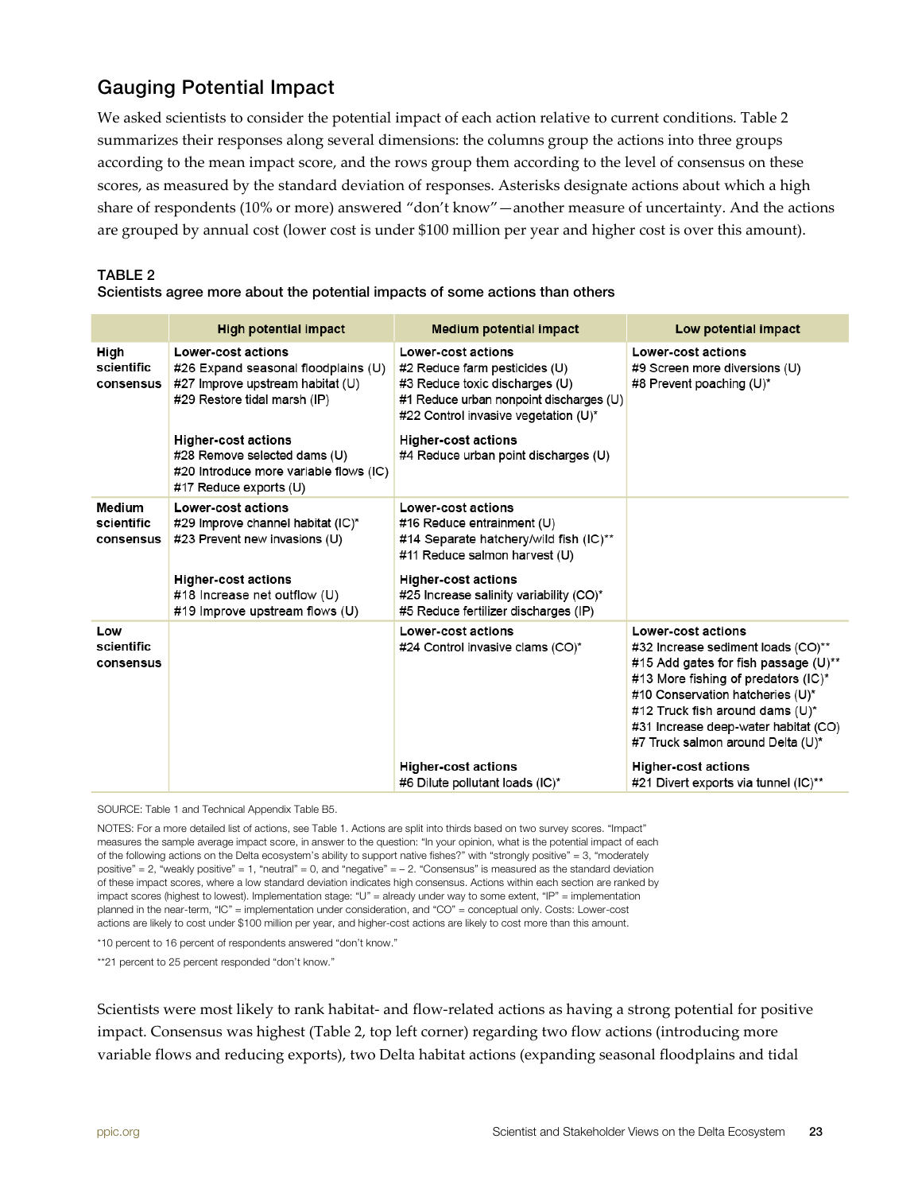## Gauging Potential Impact

We asked scientists to consider the potential impact of each action relative to current conditions. Table 2 summarizes their responses along several dimensions: the columns group the actions into three groups according to the mean impact score, and the rows group them according to the level of consensus on these scores, as measured by the standard deviation of responses. Asterisks designate actions about which a high share of respondents (10% or more) answered "don't know"—another measure of uncertainty. And the actions are grouped by annual cost (lower cost is under $100 million per year and higher cost is over this amount).

**TABLE 2**
**Scientists agree more about the potential impacts of some actions than others**

| | High potential impact | Medium potential impact | Low potential impact |
|---|---|---|---|
| **High scientific consensus** | **Lower-cost actions**<br>#26 Expand seasonal floodplains (U)<br>#27 Improve upstream habitat (U)<br>#29 Restore tidal marsh (IP)<br><br>**Higher-cost actions**<br>#28 Remove selected dams (U)<br>#20 Introduce more variable flows (IC)<br>#17 Reduce exports (U) | **Lower-cost actions**<br>#2 Reduce farm pesticides (U)<br>#3 Reduce toxic discharges (U)<br>#1 Reduce urban nonpoint discharges (U)<br>#22 Control invasive vegetation (U)*<br><br>**Higher-cost actions**<br>#4 Reduce urban point discharges (U) | **Lower-cost actions**<br>#9 Screen more diversions (U)<br>#8 Prevent poaching (U)* |
| **Medium scientific consensus** | **Lower-cost actions**<br>#29 Improve channel habitat (IC)*<br>#23 Prevent new invasions (U)<br><br>**Higher-cost actions**<br>#18 Increase net outflow (U)<br>#19 Improve upstream flows (U) | **Lower-cost actions**<br>#16 Reduce entrainment (U)<br>#14 Separate hatchery/wild fish (IC)**<br>#11 Reduce salmon harvest (U)<br><br>**Higher-cost actions**<br>#25 Increase salinity variability (CO)*<br>#5 Reduce fertilizer discharges (IP) | |
| **Low scientific consensus** | | **Lower-cost actions**<br>#24 Control invasive clams (CO)*<br><br>**Higher-cost actions**<br>#6 Dilute pollutant loads (IC)* | **Lower-cost actions**<br>#32 Increase sediment loads (CO)**<br>#15 Add gates for fish passage (U)**<br>#13 More fishing of predators (IC)*<br>#10 Conservation hatcheries (U)*<br>#12 Truck fish around dams (U)*<br>#31 Increase deep-water habitat (CO)<br>#7 Truck salmon around Delta (U)*<br><br>**Higher-cost actions**<br>#21 Divert exports via tunnel (IC)** |

SOURCE: Table 1 and Technical Appendix Table B5.

NOTES: For a more detailed list of actions, see Table 1. Actions are split into thirds based on two survey scores. "Impact" measures the sample average impact score, in answer to the question: "In your opinion, what is the potential impact of each of the following actions on the Delta ecosystem's ability to support native fishes?" with "strongly positive" = 3, "moderately positive" = 2, "weakly positive" = 1, "neutral" = 0, and "negative" = – 2. "Consensus" is measured as the standard deviation of these impact scores, where a low standard deviation indicates high consensus. Actions within each section are ranked by impact scores (highest to lowest). Implementation stage: "U" = already under way to some extent, "IP" = implementation planned in the near-term, "IC" = implementation under consideration, and "CO" = conceptual only. Costs: Lower-cost actions are likely to cost under $100 million per year, and higher-cost actions are likely to cost more than this amount.

*10 percent to 16 percent of respondents answered "don't know."

**21 percent to 25 percent responded "don't know."

Scientists were most likely to rank habitat- and flow-related actions as having a strong potential for positive impact. Consensus was highest (Table 2, top left corner) regarding two flow actions (introducing more variable flows and reducing exports), two Delta habitat actions (expanding seasonal floodplains and tidal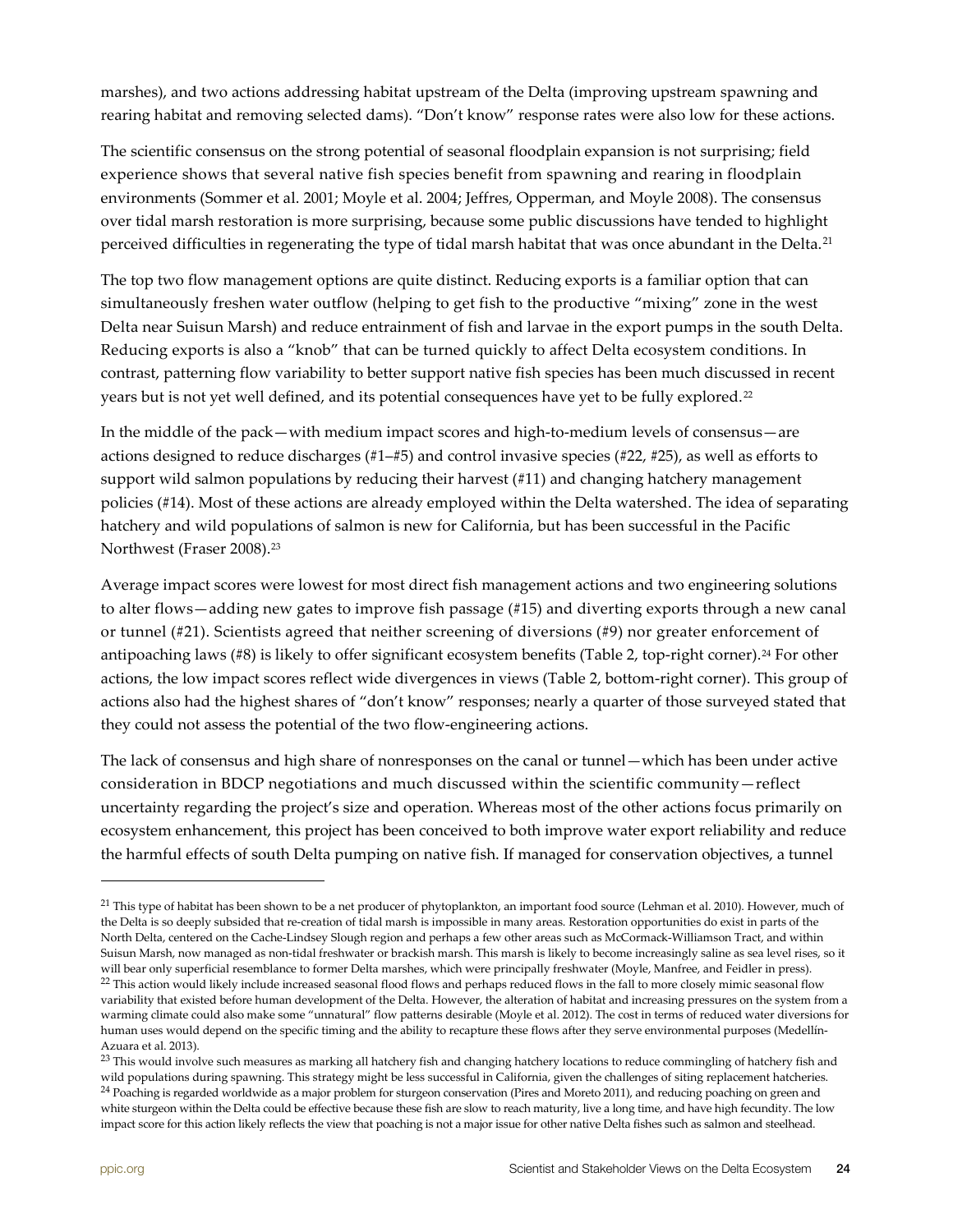marshes), and two actions addressing habitat upstream of the Delta (improving upstream spawning and rearing habitat and removing selected dams). "Don't know" response rates were also low for these actions.

The scientific consensus on the strong potential of seasonal floodplain expansion is not surprising; field experience shows that several native fish species benefit from spawning and rearing in floodplain environments (Sommer et al. 2001; Moyle et al. 2004; Jeffres, Opperman, and Moyle 2008). The consensus over tidal marsh restoration is more surprising, because some public discussions have tended to highlight perceived difficulties in regenerating the type of tidal marsh habitat that was once abundant in the Delta.[21]

The top two flow management options are quite distinct. Reducing exports is a familiar option that can simultaneously freshen water outflow (helping to get fish to the productive "mixing" zone in the west Delta near Suisun Marsh) and reduce entrainment of fish and larvae in the export pumps in the south Delta. Reducing exports is also a "knob" that can be turned quickly to affect Delta ecosystem conditions. In contrast, patterning flow variability to better support native fish species has been much discussed in recent years but is not yet well defined, and its potential consequences have yet to be fully explored.[22]

In the middle of the pack—with medium impact scores and high-to-medium levels of consensus—are actions designed to reduce discharges (#1–#5) and control invasive species (#22, #25), as well as efforts to support wild salmon populations by reducing their harvest (#11) and changing hatchery management policies (#14). Most of these actions are already employed within the Delta watershed. The idea of separating hatchery and wild populations of salmon is new for California, but has been successful in the Pacific Northwest (Fraser 2008).[23]

Average impact scores were lowest for most direct fish management actions and two engineering solutions to alter flows—adding new gates to improve fish passage (#15) and diverting exports through a new canal or tunnel (#21). Scientists agreed that neither screening of diversions (#9) nor greater enforcement of antipoaching laws (#8) is likely to offer significant ecosystem benefits (Table 2, top-right corner).[24] For other actions, the low impact scores reflect wide divergences in views (Table 2, bottom-right corner). This group of actions also had the highest shares of "don't know" responses; nearly a quarter of those surveyed stated that they could not assess the potential of the two flow-engineering actions.

The lack of consensus and high share of nonresponses on the canal or tunnel—which has been under active consideration in BDCP negotiations and much discussed within the scientific community—reflect uncertainty regarding the project's size and operation. Whereas most of the other actions focus primarily on ecosystem enhancement, this project has been conceived to both improve water export reliability and reduce the harmful effects of south Delta pumping on native fish. If managed for conservation objectives, a tunnel

---

[21] This type of habitat has been shown to be a net producer of phytoplankton, an important food source (Lehman et al. 2010). However, much of the Delta is so deeply subsided that re-creation of tidal marsh is impossible in many areas. Restoration opportunities do exist in parts of the North Delta, centered on the Cache-Lindsey Slough region and perhaps a few other areas such as McCormack-Williamson Tract, and within Suisun Marsh, now managed as non-tidal freshwater or brackish marsh. This marsh is likely to become increasingly saline as sea level rises, so it will bear only superficial resemblance to former Delta marshes, which were principally freshwater (Moyle, Manfree, and Feidler in press).

[22] This action would likely include increased seasonal flood flows and perhaps reduced flows in the fall to more closely mimic seasonal flow variability that existed before human development of the Delta. However, the alteration of habitat and increasing pressures on the system from a warming climate could also make some "unnatural" flow patterns desirable (Moyle et al. 2012). The cost in terms of reduced water diversions for human uses would depend on the specific timing and the ability to recapture these flows after they serve environmental purposes (Medellín-Azuara et al. 2013).

[23] This would involve such measures as marking all hatchery fish and changing hatchery locations to reduce commingling of hatchery fish and wild populations during spawning. This strategy might be less successful in California, given the challenges of siting replacement hatcheries.

[24] Poaching is regarded worldwide as a major problem for sturgeon conservation (Pires and Moreto 2011), and reducing poaching on green and white sturgeon within the Delta could be effective because these fish are slow to reach maturity, live a long time, and have high fecundity. The low impact score for this action likely reflects the view that poaching is not a major issue for other native Delta fishes such as salmon and steelhead.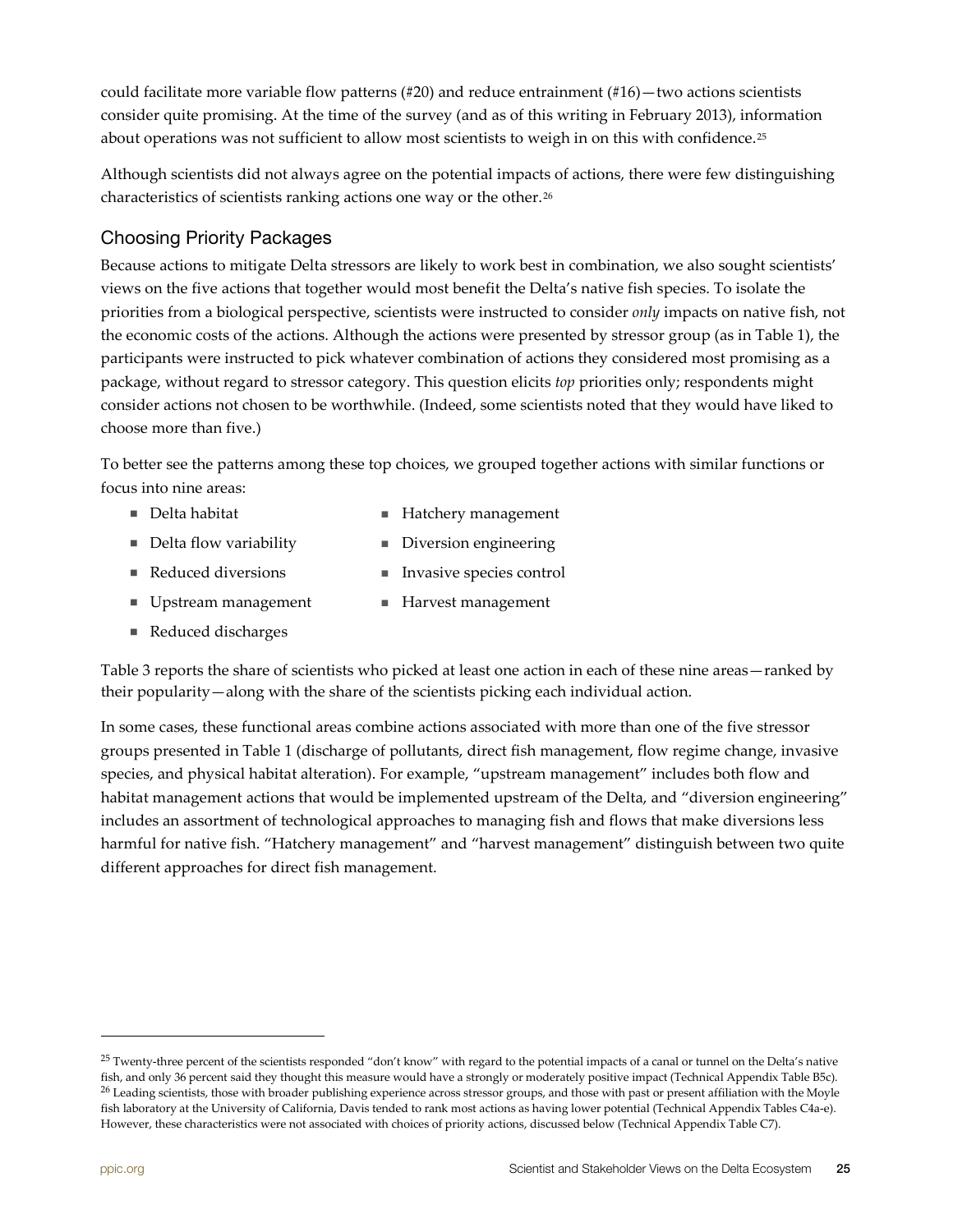could facilitate more variable flow patterns (#20) and reduce entrainment (#16)—two actions scientists consider quite promising. At the time of the survey (and as of this writing in February 2013), information about operations was not sufficient to allow most scientists to weigh in on this with confidence.[25]

Although scientists did not always agree on the potential impacts of actions, there were few distinguishing characteristics of scientists ranking actions one way or the other.[26]

## Choosing Priority Packages

Because actions to mitigate Delta stressors are likely to work best in combination, we also sought scientists' views on the five actions that together would most benefit the Delta's native fish species. To isolate the priorities from a biological perspective, scientists were instructed to consider *only* impacts on native fish, not the economic costs of the actions. Although the actions were presented by stressor group (as in Table 1), the participants were instructed to pick whatever combination of actions they considered most promising as a package, without regard to stressor category. This question elicits *top* priorities only; respondents might consider actions not chosen to be worthwhile. (Indeed, some scientists noted that they would have liked to choose more than five.)

To better see the patterns among these top choices, we grouped together actions with similar functions or focus into nine areas:

- Delta habitat
- Delta flow variability
- Reduced diversions
- Upstream management
- Reduced discharges
- Hatchery management
- Diversion engineering
- Invasive species control
- Harvest management

Table 3 reports the share of scientists who picked at least one action in each of these nine areas—ranked by their popularity—along with the share of the scientists picking each individual action.

In some cases, these functional areas combine actions associated with more than one of the five stressor groups presented in Table 1 (discharge of pollutants, direct fish management, flow regime change, invasive species, and physical habitat alteration). For example, "upstream management" includes both flow and habitat management actions that would be implemented upstream of the Delta, and "diversion engineering" includes an assortment of technological approaches to managing fish and flows that make diversions less harmful for native fish. "Hatchery management" and "harvest management" distinguish between two quite different approaches for direct fish management.

---

[25] Twenty-three percent of the scientists responded "don't know" with regard to the potential impacts of a canal or tunnel on the Delta's native fish, and only 36 percent said they thought this measure would have a strongly or moderately positive impact (Technical Appendix Table B5c).

[26] Leading scientists, those with broader publishing experience across stressor groups, and those with past or present affiliation with the Moyle fish laboratory at the University of California, Davis tended to rank most actions as having lower potential (Technical Appendix Tables C4a-e). However, these characteristics were not associated with choices of priority actions, discussed below (Technical Appendix Table C7).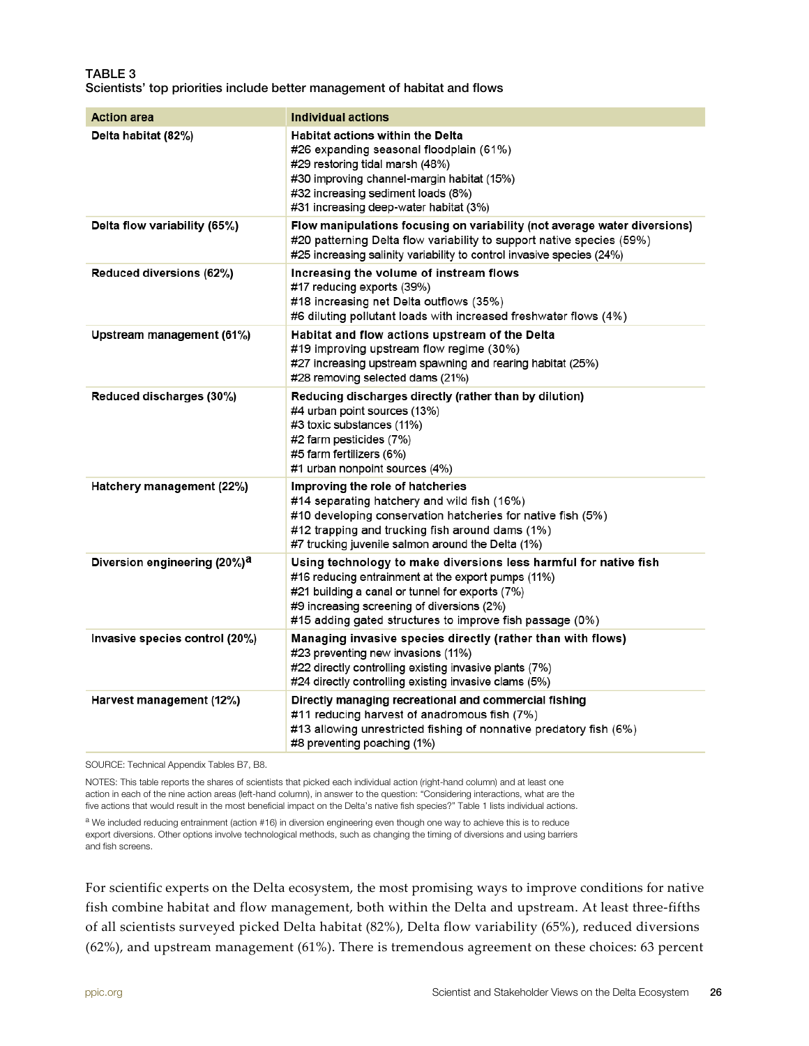**TABLE 3**
**Scientists' top priorities include better management of habitat and flows**

| Action area | Individual actions |
|---|---|
| **Delta habitat (82%)** | **Habitat actions within the Delta**<br>#26 expanding seasonal floodplain (61%)<br>#29 restoring tidal marsh (48%)<br>#30 improving channel-margin habitat (15%)<br>#32 increasing sediment loads (8%)<br>#31 increasing deep-water habitat (3%) |
| **Delta flow variability (65%)** | **Flow manipulations focusing on variability (not average water diversions)**<br>#20 patterning Delta flow variability to support native species (59%)<br>#25 increasing salinity variability to control invasive species (24%) |
| **Reduced diversions (62%)** | **Increasing the volume of instream flows**<br>#17 reducing exports (39%)<br>#18 increasing net Delta outflows (35%)<br>#6 diluting pollutant loads with increased freshwater flows (4%) |
| **Upstream management (61%)** | **Habitat and flow actions upstream of the Delta**<br>#19 improving upstream flow regime (30%)<br>#27 increasing upstream spawning and rearing habitat (25%)<br>#28 removing selected dams (21%) |
| **Reduced discharges (30%)** | **Reducing discharges directly (rather than by dilution)**<br>#4 urban point sources (13%)<br>#3 toxic substances (11%)<br>#2 farm pesticides (7%)<br>#5 farm fertilizers (6%)<br>#1 urban nonpoint sources (4%) |
| **Hatchery management (22%)** | **Improving the role of hatcheries**<br>#14 separating hatchery and wild fish (16%)<br>#10 developing conservation hatcheries for native fish (5%)<br>#12 trapping and trucking fish around dams (1%)<br>#7 trucking juvenile salmon around the Delta (1%) |
| **Diversion engineering (20%)[a]** | **Using technology to make diversions less harmful for native fish**<br>#16 reducing entrainment at the export pumps (11%)<br>#21 building a canal or tunnel for exports (7%)<br>#9 increasing screening of diversions (2%)<br>#15 adding gated structures to improve fish passage (0%) |
| **Invasive species control (20%)** | **Managing invasive species directly (rather than with flows)**<br>#23 preventing new invasions (11%)<br>#22 directly controlling existing invasive plants (7%)<br>#24 directly controlling existing invasive clams (5%) |
| **Harvest management (12%)** | **Directly managing recreational and commercial fishing**<br>#11 reducing harvest of anadromous fish (7%)<br>#13 allowing unrestricted fishing of nonnative predatory fish (6%)<br>#8 preventing poaching (1%) |

SOURCE: Technical Appendix Tables B7, B8.

NOTES: This table reports the shares of scientists that picked each individual action (right-hand column) and at least one action in each of the nine action areas (left-hand column), in answer to the question: "Considering interactions, what are the five actions that would result in the most beneficial impact on the Delta's native fish species?" Table 1 lists individual actions.

[a] We included reducing entrainment (action #16) in diversion engineering even though one way to achieve this is to reduce export diversions. Other options involve technological methods, such as changing the timing of diversions and using barriers and fish screens.

For scientific experts on the Delta ecosystem, the most promising ways to improve conditions for native fish combine habitat and flow management, both within the Delta and upstream. At least three-fifths of all scientists surveyed picked Delta habitat (82%), Delta flow variability (65%), reduced diversions (62%), and upstream management (61%). There is tremendous agreement on these choices: 63 percent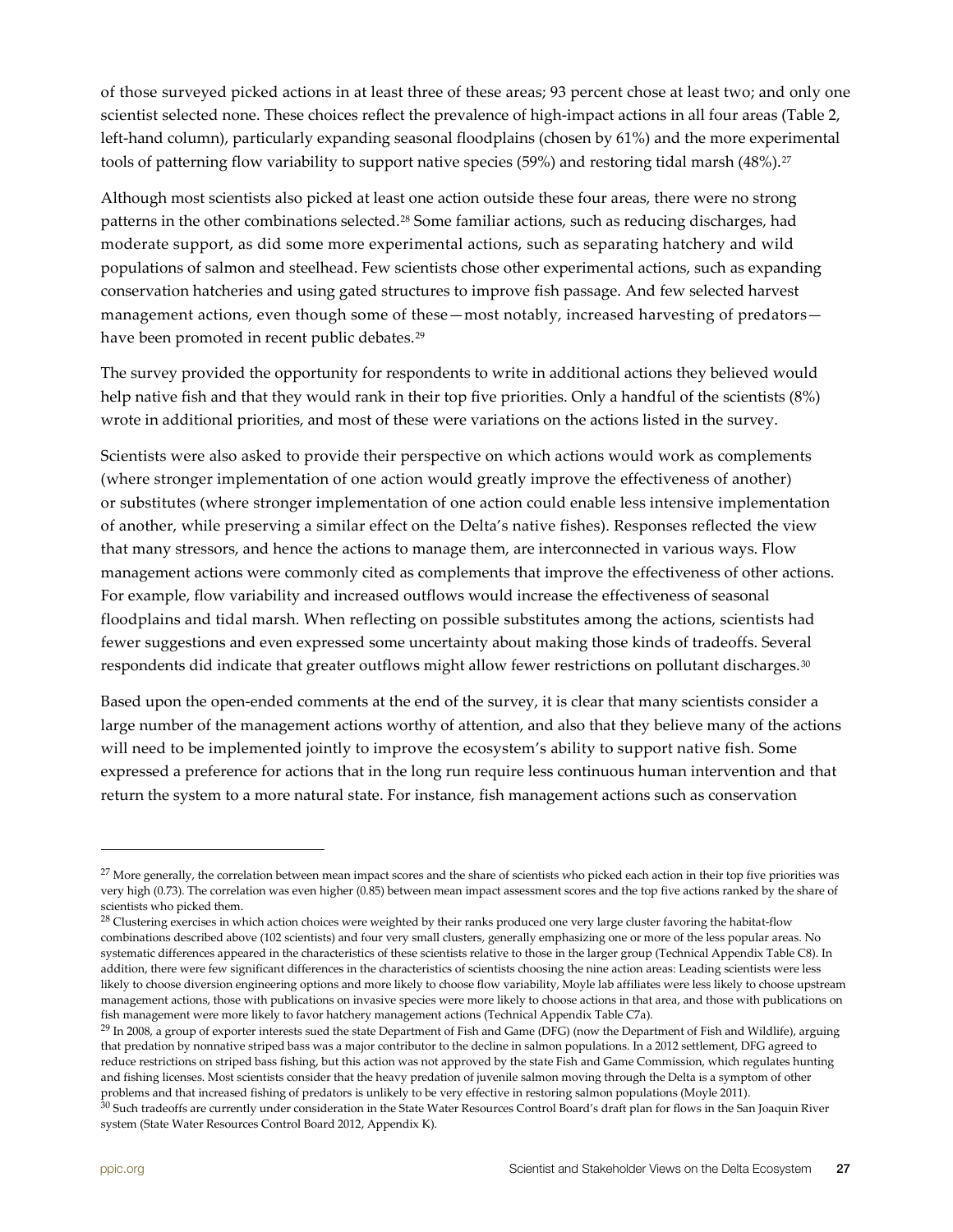of those surveyed picked actions in at least three of these areas; 93 percent chose at least two; and only one scientist selected none. These choices reflect the prevalence of high-impact actions in all four areas (Table 2, left-hand column), particularly expanding seasonal floodplains (chosen by 61%) and the more experimental tools of patterning flow variability to support native species (59%) and restoring tidal marsh (48%).[27]

Although most scientists also picked at least one action outside these four areas, there were no strong patterns in the other combinations selected.[28] Some familiar actions, such as reducing discharges, had moderate support, as did some more experimental actions, such as separating hatchery and wild populations of salmon and steelhead. Few scientists chose other experimental actions, such as expanding conservation hatcheries and using gated structures to improve fish passage. And few selected harvest management actions, even though some of these—most notably, increased harvesting of predators—have been promoted in recent public debates.[29]

The survey provided the opportunity for respondents to write in additional actions they believed would help native fish and that they would rank in their top five priorities. Only a handful of the scientists (8%) wrote in additional priorities, and most of these were variations on the actions listed in the survey.

Scientists were also asked to provide their perspective on which actions would work as complements (where stronger implementation of one action would greatly improve the effectiveness of another) or substitutes (where stronger implementation of one action could enable less intensive implementation of another, while preserving a similar effect on the Delta's native fishes). Responses reflected the view that many stressors, and hence the actions to manage them, are interconnected in various ways. Flow management actions were commonly cited as complements that improve the effectiveness of other actions. For example, flow variability and increased outflows would increase the effectiveness of seasonal floodplains and tidal marsh. When reflecting on possible substitutes among the actions, scientists had fewer suggestions and even expressed some uncertainty about making those kinds of tradeoffs. Several respondents did indicate that greater outflows might allow fewer restrictions on pollutant discharges.[30]

Based upon the open-ended comments at the end of the survey, it is clear that many scientists consider a large number of the management actions worthy of attention, and also that they believe many of the actions will need to be implemented jointly to improve the ecosystem's ability to support native fish. Some expressed a preference for actions that in the long run require less continuous human intervention and that return the system to a more natural state. For instance, fish management actions such as conservation

---

[27] More generally, the correlation between mean impact scores and the share of scientists who picked each action in their top five priorities was very high (0.73). The correlation was even higher (0.85) between mean impact assessment scores and the top five actions ranked by the share of scientists who picked them.

[28] Clustering exercises in which action choices were weighted by their ranks produced one very large cluster favoring the habitat-flow combinations described above (102 scientists) and four very small clusters, generally emphasizing one or more of the less popular areas. No systematic differences appeared in the characteristics of these scientists relative to those in the larger group (Technical Appendix Table C8). In addition, there were few significant differences in the characteristics of scientists choosing the nine action areas: Leading scientists were less likely to choose diversion engineering options and more likely to choose flow variability, Moyle lab affiliates were less likely to choose upstream management actions, those with publications on invasive species were more likely to choose actions in that area, and those with publications on fish management were more likely to favor hatchery management actions (Technical Appendix Table C7a).

[29] In 2008, a group of exporter interests sued the state Department of Fish and Game (DFG) (now the Department of Fish and Wildlife), arguing that predation by nonnative striped bass was a major contributor to the decline in salmon populations. In a 2012 settlement, DFG agreed to reduce restrictions on striped bass fishing, but this action was not approved by the state Fish and Game Commission, which regulates hunting and fishing licenses. Most scientists consider that the heavy predation of juvenile salmon moving through the Delta is a symptom of other problems and that increased fishing of predators is unlikely to be very effective in restoring salmon populations (Moyle 2011).

[30] Such tradeoffs are currently under consideration in the State Water Resources Control Board's draft plan for flows in the San Joaquin River system (State Water Resources Control Board 2012, Appendix K).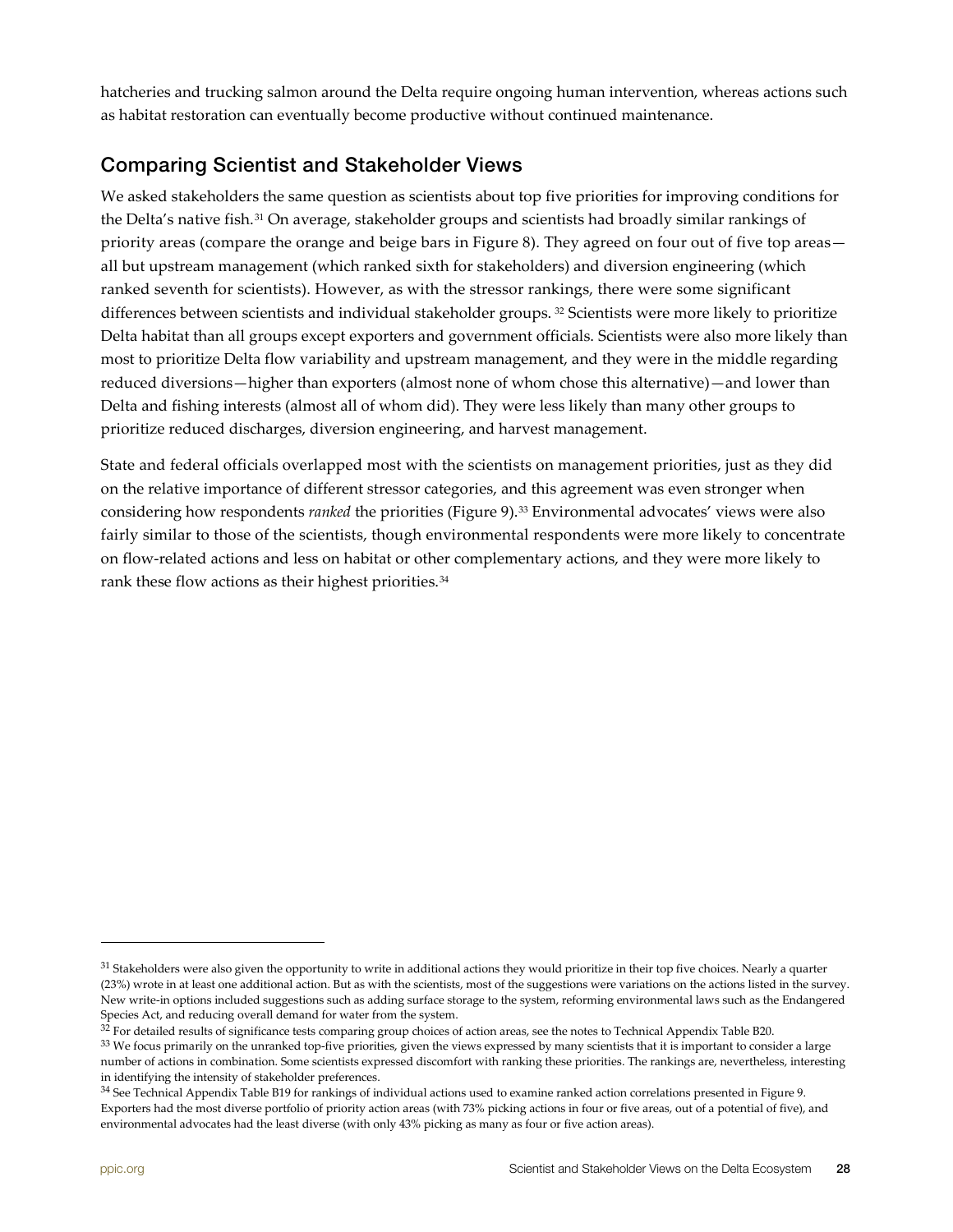hatcheries and trucking salmon around the Delta require ongoing human intervention, whereas actions such as habitat restoration can eventually become productive without continued maintenance.

## Comparing Scientist and Stakeholder Views

We asked stakeholders the same question as scientists about top five priorities for improving conditions for the Delta's native fish.[31] On average, stakeholder groups and scientists had broadly similar rankings of priority areas (compare the orange and beige bars in Figure 8). They agreed on four out of five top areas—all but upstream management (which ranked sixth for stakeholders) and diversion engineering (which ranked seventh for scientists). However, as with the stressor rankings, there were some significant differences between scientists and individual stakeholder groups. [32] Scientists were more likely to prioritize Delta habitat than all groups except exporters and government officials. Scientists were also more likely than most to prioritize Delta flow variability and upstream management, and they were in the middle regarding reduced diversions—higher than exporters (almost none of whom chose this alternative)—and lower than Delta and fishing interests (almost all of whom did). They were less likely than many other groups to prioritize reduced discharges, diversion engineering, and harvest management.

State and federal officials overlapped most with the scientists on management priorities, just as they did on the relative importance of different stressor categories, and this agreement was even stronger when considering how respondents *ranked* the priorities (Figure 9).[33] Environmental advocates' views were also fairly similar to those of the scientists, though environmental respondents were more likely to concentrate on flow-related actions and less on habitat or other complementary actions, and they were more likely to rank these flow actions as their highest priorities.[34]

---

[31] Stakeholders were also given the opportunity to write in additional actions they would prioritize in their top five choices. Nearly a quarter (23%) wrote in at least one additional action. But as with the scientists, most of the suggestions were variations on the actions listed in the survey. New write-in options included suggestions such as adding surface storage to the system, reforming environmental laws such as the Endangered Species Act, and reducing overall demand for water from the system.

[32] For detailed results of significance tests comparing group choices of action areas, see the notes to Technical Appendix Table B20.

[33] We focus primarily on the unranked top-five priorities, given the views expressed by many scientists that it is important to consider a large number of actions in combination. Some scientists expressed discomfort with ranking these priorities. The rankings are, nevertheless, interesting in identifying the intensity of stakeholder preferences.

[34] See Technical Appendix Table B19 for rankings of individual actions used to examine ranked action correlations presented in Figure 9. Exporters had the most diverse portfolio of priority action areas (with 73% picking actions in four or five areas, out of a potential of five), and environmental advocates had the least diverse (with only 43% picking as many as four or five action areas).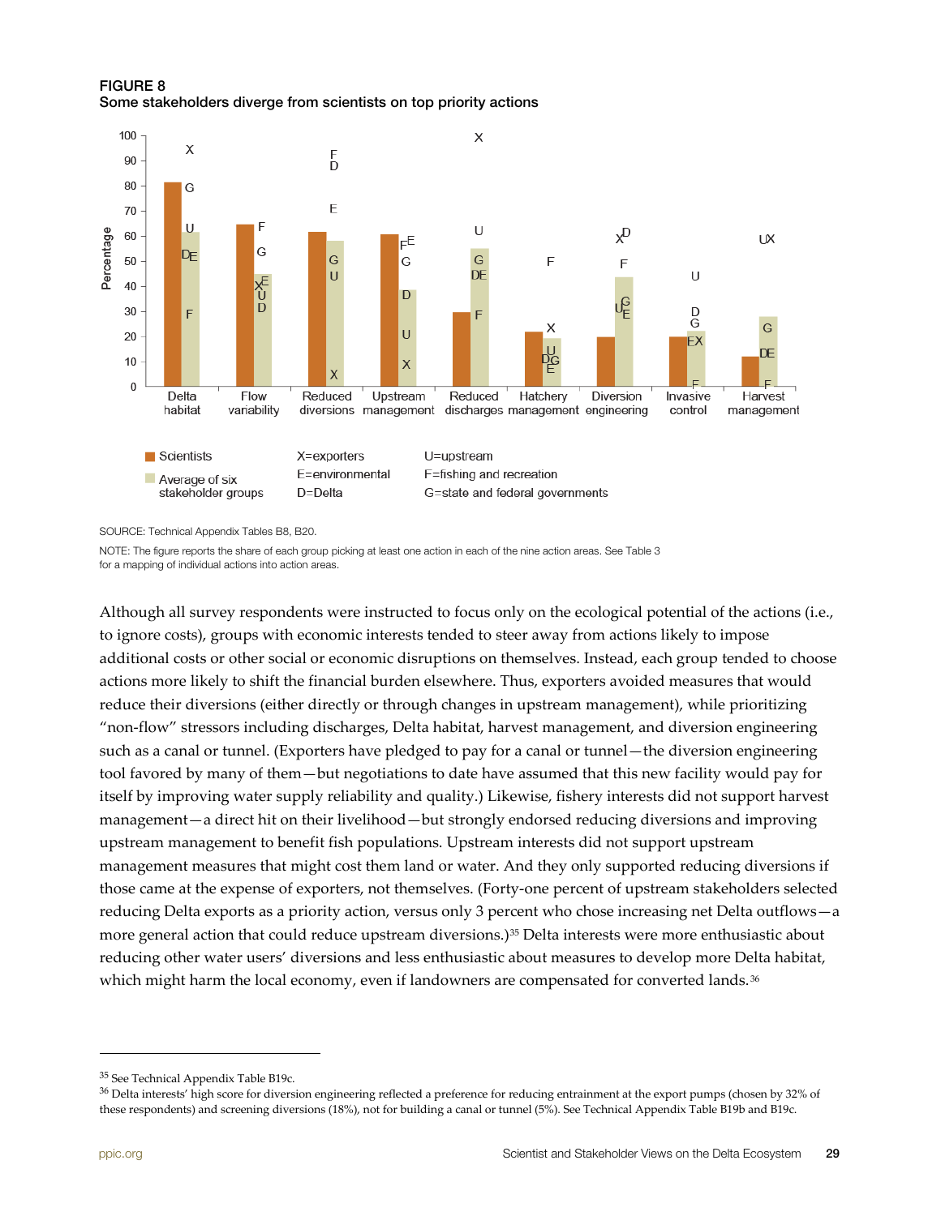**FIGURE 8**
**Some stakeholders diverge from scientists on top priority actions**

SOURCE: Technical Appendix Tables B8, B20.

NOTE: The figure reports the share of each group picking at least one action in each of the nine action areas. See Table 3 for a mapping of individual actions into action areas.

Although all survey respondents were instructed to focus only on the ecological potential of the actions (i.e., to ignore costs), groups with economic interests tended to steer away from actions likely to impose additional costs or other social or economic disruptions on themselves. Instead, each group tended to choose actions more likely to shift the financial burden elsewhere. Thus, exporters avoided measures that would reduce their diversions (either directly or through changes in upstream management), while prioritizing "non-flow" stressors including discharges, Delta habitat, harvest management, and diversion engineering such as a canal or tunnel. (Exporters have pledged to pay for a canal or tunnel—the diversion engineering tool favored by many of them—but negotiations to date have assumed that this new facility would pay for itself by improving water supply reliability and quality.) Likewise, fishery interests did not support harvest management—a direct hit on their livelihood—but strongly endorsed reducing diversions and improving upstream management to benefit fish populations. Upstream interests did not support upstream management measures that might cost them land or water. And they only supported reducing diversions if those came at the expense of exporters, not themselves. (Forty-one percent of upstream stakeholders selected reducing Delta exports as a priority action, versus only 3 percent who chose increasing net Delta outflows—a more general action that could reduce upstream diversions.)[35] Delta interests were more enthusiastic about reducing other water users' diversions and less enthusiastic about measures to develop more Delta habitat, which might harm the local economy, even if landowners are compensated for converted lands.[36]

---

[35] See Technical Appendix Table B19c.

[36] Delta interests' high score for diversion engineering reflected a preference for reducing entrainment at the export pumps (chosen by 32% of these respondents) and screening diversions (18%), not for building a canal or tunnel (5%). See Technical Appendix Table B19b and B19c.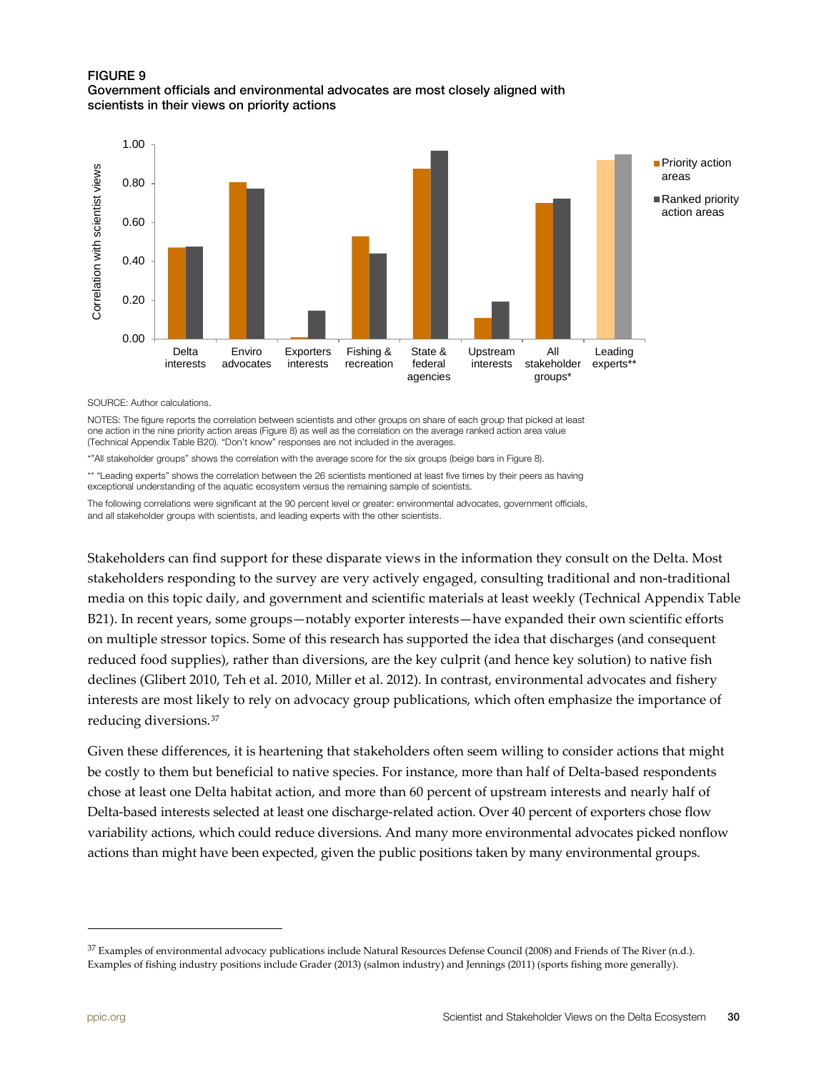**FIGURE 9**
**Government officials and environmental advocates are most closely aligned with scientists in their views on priority actions**

SOURCE: Author calculations.

NOTES: The figure reports the correlation between scientists and other groups on share of each group that picked at least one action in the nine priority action areas (Figure 8) as well as the correlation on the average ranked action area value (Technical Appendix Table B20). "Don't know" responses are not included in the averages.

*"All stakeholder groups" shows the correlation with the average score for the six groups (beige bars in Figure 8).

** "Leading experts" shows the correlation between the 26 scientists mentioned at least five times by their peers as having exceptional understanding of the aquatic ecosystem versus the remaining sample of scientists.

The following correlations were significant at the 90 percent level or greater: environmental advocates, government officials, and all stakeholder groups with scientists, and leading experts with the other scientists.

Stakeholders can find support for these disparate views in the information they consult on the Delta. Most stakeholders responding to the survey are very actively engaged, consulting traditional and non-traditional media on this topic daily, and government and scientific materials at least weekly (Technical Appendix Table B21). In recent years, some groups—notably exporter interests—have expanded their own scientific efforts on multiple stressor topics. Some of this research has supported the idea that discharges (and consequent reduced food supplies), rather than diversions, are the key culprit (and hence key solution) to native fish declines (Glibert 2010, Teh et al. 2010, Miller et al. 2012). In contrast, environmental advocates and fishery interests are most likely to rely on advocacy group publications, which often emphasize the importance of reducing diversions.[37]

Given these differences, it is heartening that stakeholders often seem willing to consider actions that might be costly to them but beneficial to native species. For instance, more than half of Delta-based respondents chose at least one Delta habitat action, and more than 60 percent of upstream interests and nearly half of Delta-based interests selected at least one discharge-related action. Over 40 percent of exporters chose flow variability actions, which could reduce diversions. And many more environmental advocates picked nonflow actions than might have been expected, given the public positions taken by many environmental groups.

[37] Examples of environmental advocacy publications include Natural Resources Defense Council (2008) and Friends of The River (n.d.). Examples of fishing industry positions include Grader (2013) (salmon industry) and Jennings (2011) (sports fishing more generally).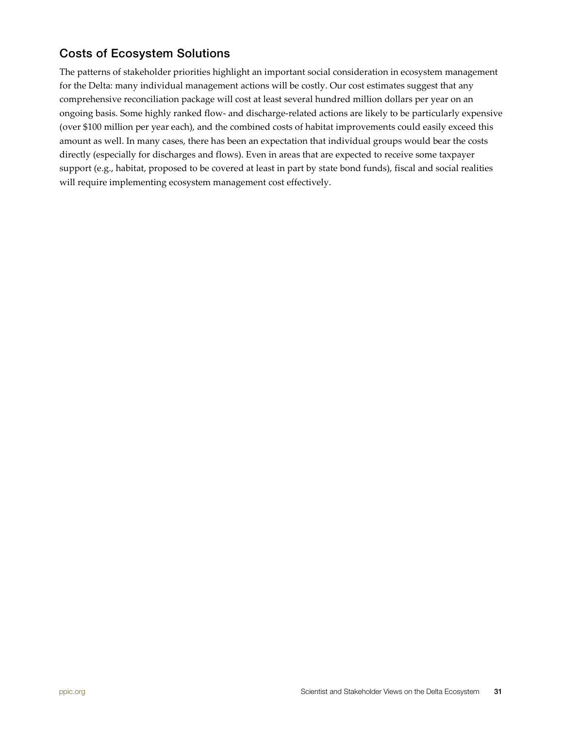## Costs of Ecosystem Solutions

The patterns of stakeholder priorities highlight an important social consideration in ecosystem management for the Delta: many individual management actions will be costly. Our cost estimates suggest that any comprehensive reconciliation package will cost at least several hundred million dollars per year on an ongoing basis. Some highly ranked flow- and discharge-related actions are likely to be particularly expensive (over $100 million per year each), and the combined costs of habitat improvements could easily exceed this amount as well. In many cases, there has been an expectation that individual groups would bear the costs directly (especially for discharges and flows). Even in areas that are expected to receive some taxpayer support (e.g., habitat, proposed to be covered at least in part by state bond funds), fiscal and social realities will require implementing ecosystem management cost effectively.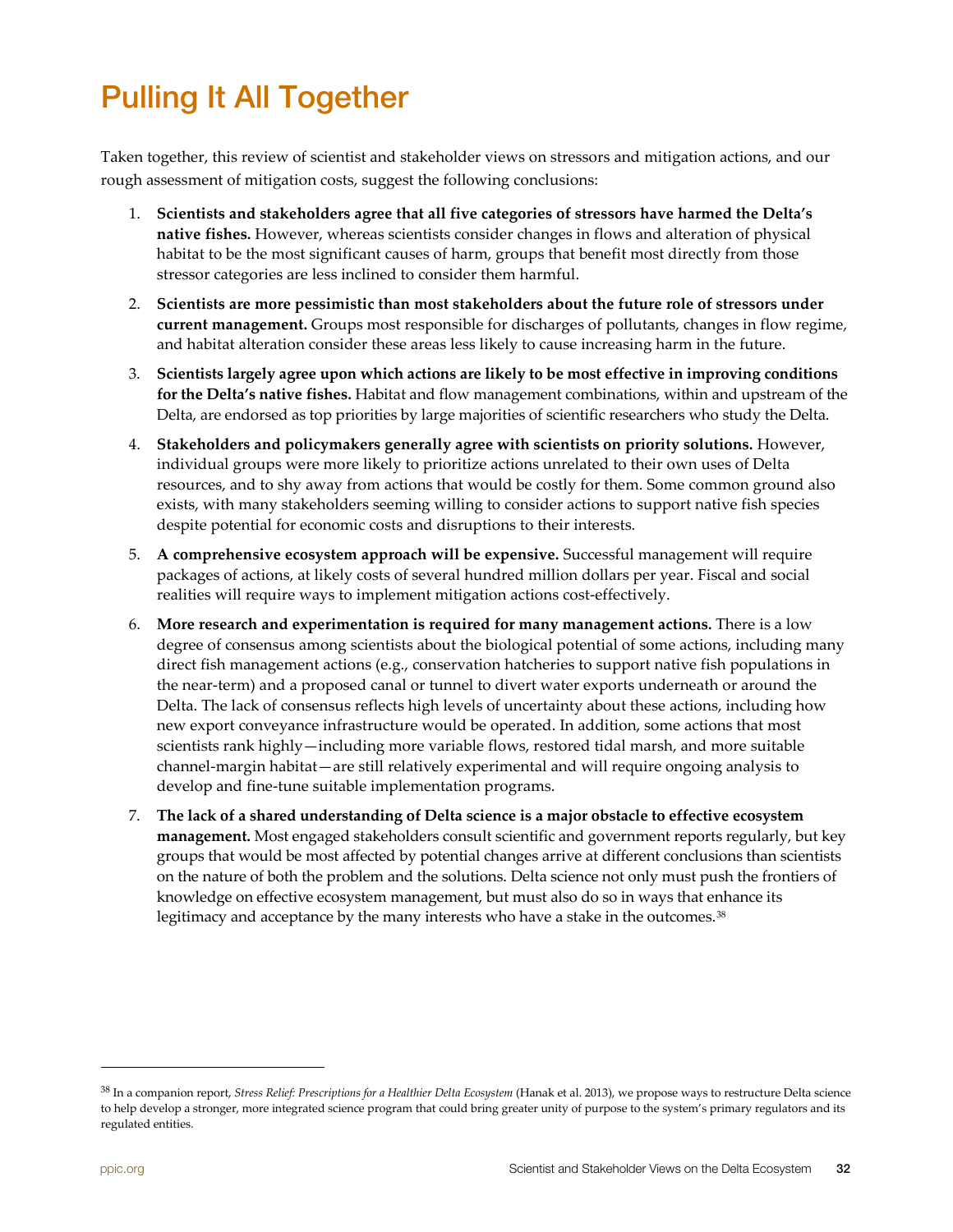# Pulling It All Together

Taken together, this review of scientist and stakeholder views on stressors and mitigation actions, and our rough assessment of mitigation costs, suggest the following conclusions:

1. **Scientists and stakeholders agree that all five categories of stressors have harmed the Delta's native fishes.** However, whereas scientists consider changes in flows and alteration of physical habitat to be the most significant causes of harm, groups that benefit most directly from those stressor categories are less inclined to consider them harmful.
2. **Scientists are more pessimistic than most stakeholders about the future role of stressors under current management.** Groups most responsible for discharges of pollutants, changes in flow regime, and habitat alteration consider these areas less likely to cause increasing harm in the future.
3. **Scientists largely agree upon which actions are likely to be most effective in improving conditions for the Delta's native fishes.** Habitat and flow management combinations, within and upstream of the Delta, are endorsed as top priorities by large majorities of scientific researchers who study the Delta.
4. **Stakeholders and policymakers generally agree with scientists on priority solutions.** However, individual groups were more likely to prioritize actions unrelated to their own uses of Delta resources, and to shy away from actions that would be costly for them. Some common ground also exists, with many stakeholders seeming willing to consider actions to support native fish species despite potential for economic costs and disruptions to their interests.
5. **A comprehensive ecosystem approach will be expensive.** Successful management will require packages of actions, at likely costs of several hundred million dollars per year. Fiscal and social realities will require ways to implement mitigation actions cost-effectively.
6. **More research and experimentation is required for many management actions.** There is a low degree of consensus among scientists about the biological potential of some actions, including many direct fish management actions (e.g., conservation hatcheries to support native fish populations in the near-term) and a proposed canal or tunnel to divert water exports underneath or around the Delta. The lack of consensus reflects high levels of uncertainty about these actions, including how new export conveyance infrastructure would be operated. In addition, some actions that most scientists rank highly—including more variable flows, restored tidal marsh, and more suitable channel-margin habitat—are still relatively experimental and will require ongoing analysis to develop and fine-tune suitable implementation programs.
7. **The lack of a shared understanding of Delta science is a major obstacle to effective ecosystem management.** Most engaged stakeholders consult scientific and government reports regularly, but key groups that would be most affected by potential changes arrive at different conclusions than scientists on the nature of both the problem and the solutions. Delta science not only must push the frontiers of knowledge on effective ecosystem management, but must also do so in ways that enhance its legitimacy and acceptance by the many interests who have a stake in the outcomes.[38]

---

[38] In a companion report, *Stress Relief: Prescriptions for a Healthier Delta Ecosystem* (Hanak et al. 2013), we propose ways to restructure Delta science to help develop a stronger, more integrated science program that could bring greater unity of purpose to the system's primary regulators and its regulated entities.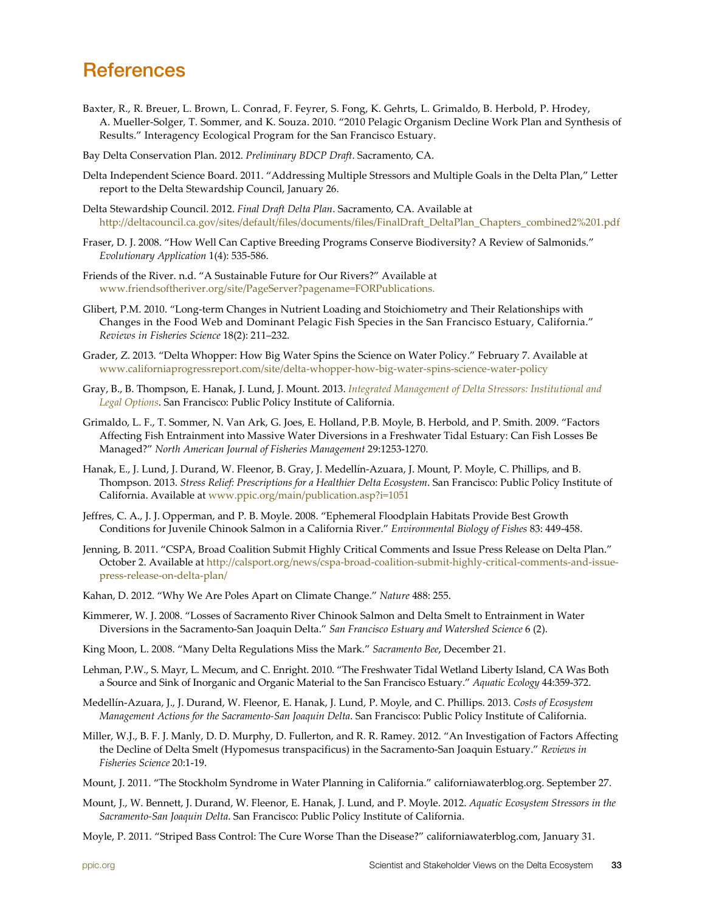# References

Baxter, R., R. Breuer, L. Brown, L. Conrad, F. Feyrer, S. Fong, K. Gehrts, L. Grimaldo, B. Herbold, P. Hrodey, A. Mueller-Solger, T. Sommer, and K. Souza. 2010. "2010 Pelagic Organism Decline Work Plan and Synthesis of Results." Interagency Ecological Program for the San Francisco Estuary.

Bay Delta Conservation Plan. 2012. *Preliminary BDCP Draft*. Sacramento, CA.

Delta Independent Science Board. 2011. "Addressing Multiple Stressors and Multiple Goals in the Delta Plan," Letter report to the Delta Stewardship Council, January 26.

Delta Stewardship Council. 2012. *Final Draft Delta Plan*. Sacramento, CA. Available at http://deltacouncil.ca.gov/sites/default/files/documents/files/FinalDraft_DeltaPlan_Chapters_combined2%201.pdf

Fraser, D. J. 2008. "How Well Can Captive Breeding Programs Conserve Biodiversity? A Review of Salmonids." *Evolutionary Application* 1(4): 535-586.

Friends of the River. n.d. "A Sustainable Future for Our Rivers?" Available at www.friendsoftheriver.org/site/PageServer?pagename=FORPublications.

Glibert, P.M. 2010. "Long-term Changes in Nutrient Loading and Stoichiometry and Their Relationships with Changes in the Food Web and Dominant Pelagic Fish Species in the San Francisco Estuary, California." *Reviews in Fisheries Science* 18(2): 211–232.

Grader, Z. 2013. "Delta Whopper: How Big Water Spins the Science on Water Policy." February 7. Available at www.californiaprogressreport.com/site/delta-whopper-how-big-water-spins-science-water-policy

Gray, B., B. Thompson, E. Hanak, J. Lund, J. Mount. 2013. *Integrated Management of Delta Stressors: Institutional and Legal Options*. San Francisco: Public Policy Institute of California.

Grimaldo, L. F., T. Sommer, N. Van Ark, G. Joes, E. Holland, P.B. Moyle, B. Herbold, and P. Smith. 2009. "Factors Affecting Fish Entrainment into Massive Water Diversions in a Freshwater Tidal Estuary: Can Fish Losses Be Managed?" *North American Journal of Fisheries Management* 29:1253-1270.

Hanak, E., J. Lund, J. Durand, W. Fleenor, B. Gray, J. Medellín-Azuara, J. Mount, P. Moyle, C. Phillips, and B. Thompson. 2013. *Stress Relief: Prescriptions for a Healthier Delta Ecosystem*. San Francisco: Public Policy Institute of California. Available at www.ppic.org/main/publication.asp?i=1051

Jeffres, C. A., J. J. Opperman, and P. B. Moyle. 2008. "Ephemeral Floodplain Habitats Provide Best Growth Conditions for Juvenile Chinook Salmon in a California River." *Environmental Biology of Fishes* 83: 449-458.

Jenning, B. 2011. "CSPA, Broad Coalition Submit Highly Critical Comments and Issue Press Release on Delta Plan." October 2. Available at http://calsport.org/news/cspa-broad-coalition-submit-highly-critical-comments-and-issue-press-release-on-delta-plan/

Kahan, D. 2012. "Why We Are Poles Apart on Climate Change." *Nature* 488: 255.

Kimmerer, W. J. 2008. "Losses of Sacramento River Chinook Salmon and Delta Smelt to Entrainment in Water Diversions in the Sacramento-San Joaquin Delta." *San Francisco Estuary and Watershed Science* 6 (2).

King Moon, L. 2008. "Many Delta Regulations Miss the Mark." *Sacramento Bee*, December 21.

Lehman, P.W., S. Mayr, L. Mecum, and C. Enright. 2010. "The Freshwater Tidal Wetland Liberty Island, CA Was Both a Source and Sink of Inorganic and Organic Material to the San Francisco Estuary." *Aquatic Ecology* 44:359-372.

Medellín-Azuara, J., J. Durand, W. Fleenor, E. Hanak, J. Lund, P. Moyle, and C. Phillips. 2013. *Costs of Ecosystem Management Actions for the Sacramento-San Joaquin Delta*. San Francisco: Public Policy Institute of California.

Miller, W.J., B. F. J. Manly, D. D. Murphy, D. Fullerton, and R. R. Ramey. 2012. "An Investigation of Factors Affecting the Decline of Delta Smelt (Hypomesus transpacificus) in the Sacramento-San Joaquin Estuary." *Reviews in Fisheries Science* 20:1-19.

Mount, J. 2011. "The Stockholm Syndrome in Water Planning in California." californiawaterblog.org. September 27.

Mount, J., W. Bennett, J. Durand, W. Fleenor, E. Hanak, J. Lund, and P. Moyle. 2012. *Aquatic Ecosystem Stressors in the Sacramento-San Joaquin Delta*. San Francisco: Public Policy Institute of California.

Moyle, P. 2011. "Striped Bass Control: The Cure Worse Than the Disease?" californiawaterblog.com, January 31.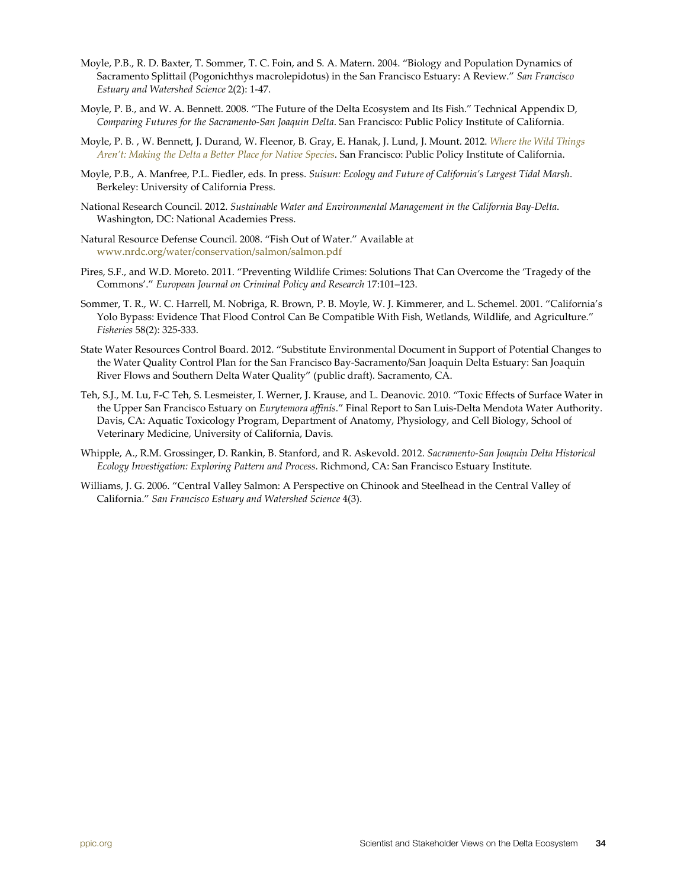Moyle, P.B., R. D. Baxter, T. Sommer, T. C. Foin, and S. A. Matern. 2004. "Biology and Population Dynamics of Sacramento Splittail (Pogonichthys macrolepidotus) in the San Francisco Estuary: A Review." *San Francisco Estuary and Watershed Science* 2(2): 1-47.

Moyle, P. B., and W. A. Bennett. 2008. "The Future of the Delta Ecosystem and Its Fish." Technical Appendix D, *Comparing Futures for the Sacramento-San Joaquin Delta*. San Francisco: Public Policy Institute of California.

Moyle, P. B. , W. Bennett, J. Durand, W. Fleenor, B. Gray, E. Hanak, J. Lund, J. Mount. 2012. *Where the Wild Things Aren't: Making the Delta a Better Place for Native Species*. San Francisco: Public Policy Institute of California.

Moyle, P.B., A. Manfree, P.L. Fiedler, eds. In press. *Suisun: Ecology and Future of California's Largest Tidal Marsh*. Berkeley: University of California Press.

National Research Council. 2012. *Sustainable Water and Environmental Management in the California Bay-Delta*. Washington, DC: National Academies Press.

Natural Resource Defense Council. 2008. "Fish Out of Water." Available at www.nrdc.org/water/conservation/salmon/salmon.pdf

Pires, S.F., and W.D. Moreto. 2011. "Preventing Wildlife Crimes: Solutions That Can Overcome the 'Tragedy of the Commons'." *European Journal on Criminal Policy and Research* 17:101–123.

Sommer, T. R., W. C. Harrell, M. Nobriga, R. Brown, P. B. Moyle, W. J. Kimmerer, and L. Schemel. 2001. "California's Yolo Bypass: Evidence That Flood Control Can Be Compatible With Fish, Wetlands, Wildlife, and Agriculture." *Fisheries* 58(2): 325-333.

State Water Resources Control Board. 2012. "Substitute Environmental Document in Support of Potential Changes to the Water Quality Control Plan for the San Francisco Bay-Sacramento/San Joaquin Delta Estuary: San Joaquin River Flows and Southern Delta Water Quality" (public draft). Sacramento, CA.

Teh, S.J., M. Lu, F-C Teh, S. Lesmeister, I. Werner, J. Krause, and L. Deanovic. 2010. "Toxic Effects of Surface Water in the Upper San Francisco Estuary on *Eurytemora affinis*." Final Report to San Luis-Delta Mendota Water Authority. Davis, CA: Aquatic Toxicology Program, Department of Anatomy, Physiology, and Cell Biology, School of Veterinary Medicine, University of California, Davis.

Whipple, A., R.M. Grossinger, D. Rankin, B. Stanford, and R. Askevold. 2012. *Sacramento-San Joaquin Delta Historical Ecology Investigation: Exploring Pattern and Process*. Richmond, CA: San Francisco Estuary Institute.

Williams, J. G. 2006. "Central Valley Salmon: A Perspective on Chinook and Steelhead in the Central Valley of California." *San Francisco Estuary and Watershed Science* 4(3).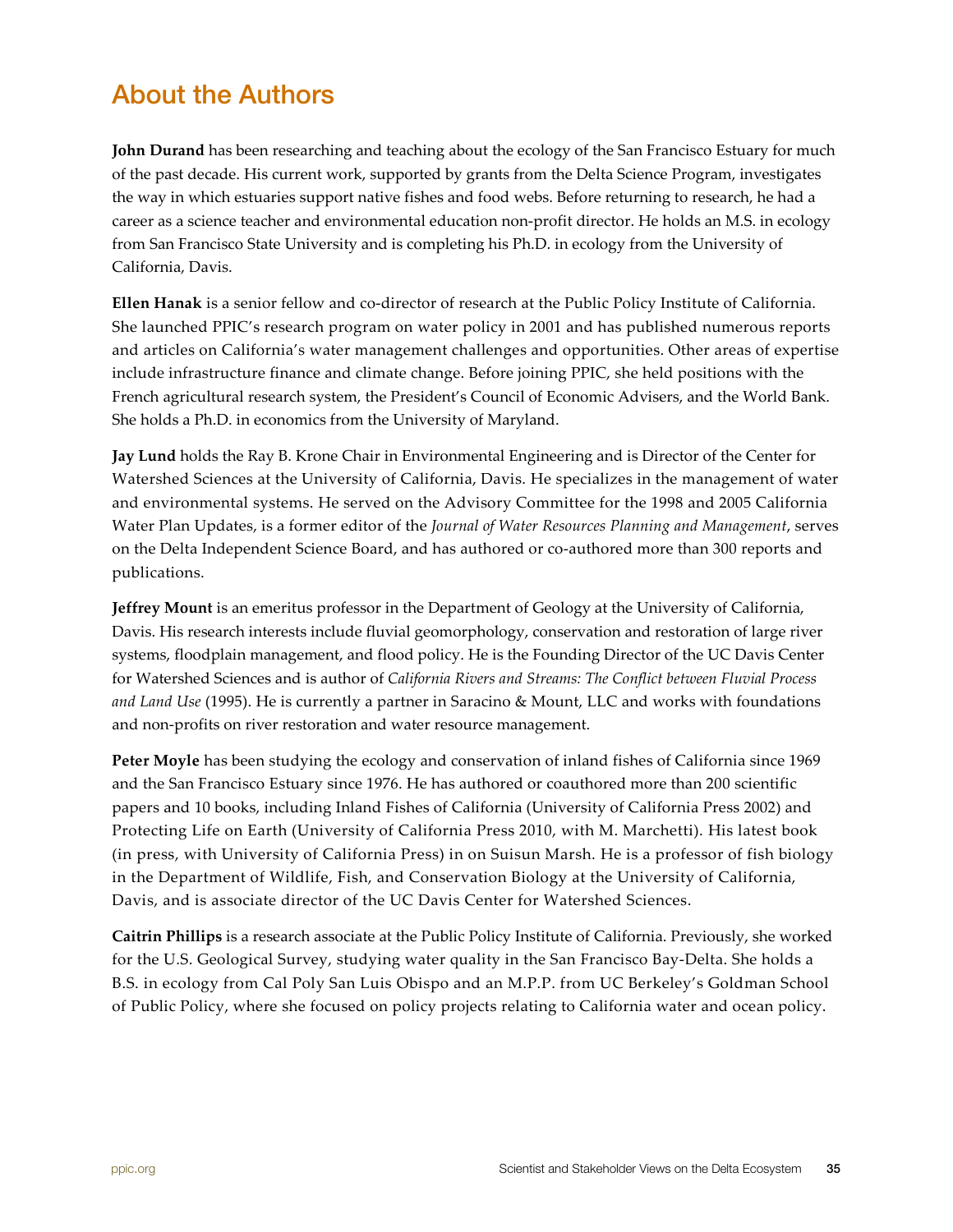## About the Authors

**John Durand** has been researching and teaching about the ecology of the San Francisco Estuary for much of the past decade. His current work, supported by grants from the Delta Science Program, investigates the way in which estuaries support native fishes and food webs. Before returning to research, he had a career as a science teacher and environmental education non-profit director. He holds an M.S. in ecology from San Francisco State University and is completing his Ph.D. in ecology from the University of California, Davis.

**Ellen Hanak** is a senior fellow and co-director of research at the Public Policy Institute of California. She launched PPIC's research program on water policy in 2001 and has published numerous reports and articles on California's water management challenges and opportunities. Other areas of expertise include infrastructure finance and climate change. Before joining PPIC, she held positions with the French agricultural research system, the President's Council of Economic Advisers, and the World Bank. She holds a Ph.D. in economics from the University of Maryland.

**Jay Lund** holds the Ray B. Krone Chair in Environmental Engineering and is Director of the Center for Watershed Sciences at the University of California, Davis. He specializes in the management of water and environmental systems. He served on the Advisory Committee for the 1998 and 2005 California Water Plan Updates, is a former editor of the *Journal of Water Resources Planning and Management*, serves on the Delta Independent Science Board, and has authored or co-authored more than 300 reports and publications.

**Jeffrey Mount** is an emeritus professor in the Department of Geology at the University of California, Davis. His research interests include fluvial geomorphology, conservation and restoration of large river systems, floodplain management, and flood policy. He is the Founding Director of the UC Davis Center for Watershed Sciences and is author of *California Rivers and Streams: The Conflict between Fluvial Process and Land Use* (1995). He is currently a partner in Saracino & Mount, LLC and works with foundations and non-profits on river restoration and water resource management.

**Peter Moyle** has been studying the ecology and conservation of inland fishes of California since 1969 and the San Francisco Estuary since 1976. He has authored or coauthored more than 200 scientific papers and 10 books, including Inland Fishes of California (University of California Press 2002) and Protecting Life on Earth (University of California Press 2010, with M. Marchetti). His latest book (in press, with University of California Press) in on Suisun Marsh. He is a professor of fish biology in the Department of Wildlife, Fish, and Conservation Biology at the University of California, Davis, and is associate director of the UC Davis Center for Watershed Sciences.

**Caitrin Phillips** is a research associate at the Public Policy Institute of California. Previously, she worked for the U.S. Geological Survey, studying water quality in the San Francisco Bay-Delta. She holds a B.S. in ecology from Cal Poly San Luis Obispo and an M.P.P. from UC Berkeley's Goldman School of Public Policy, where she focused on policy projects relating to California water and ocean policy.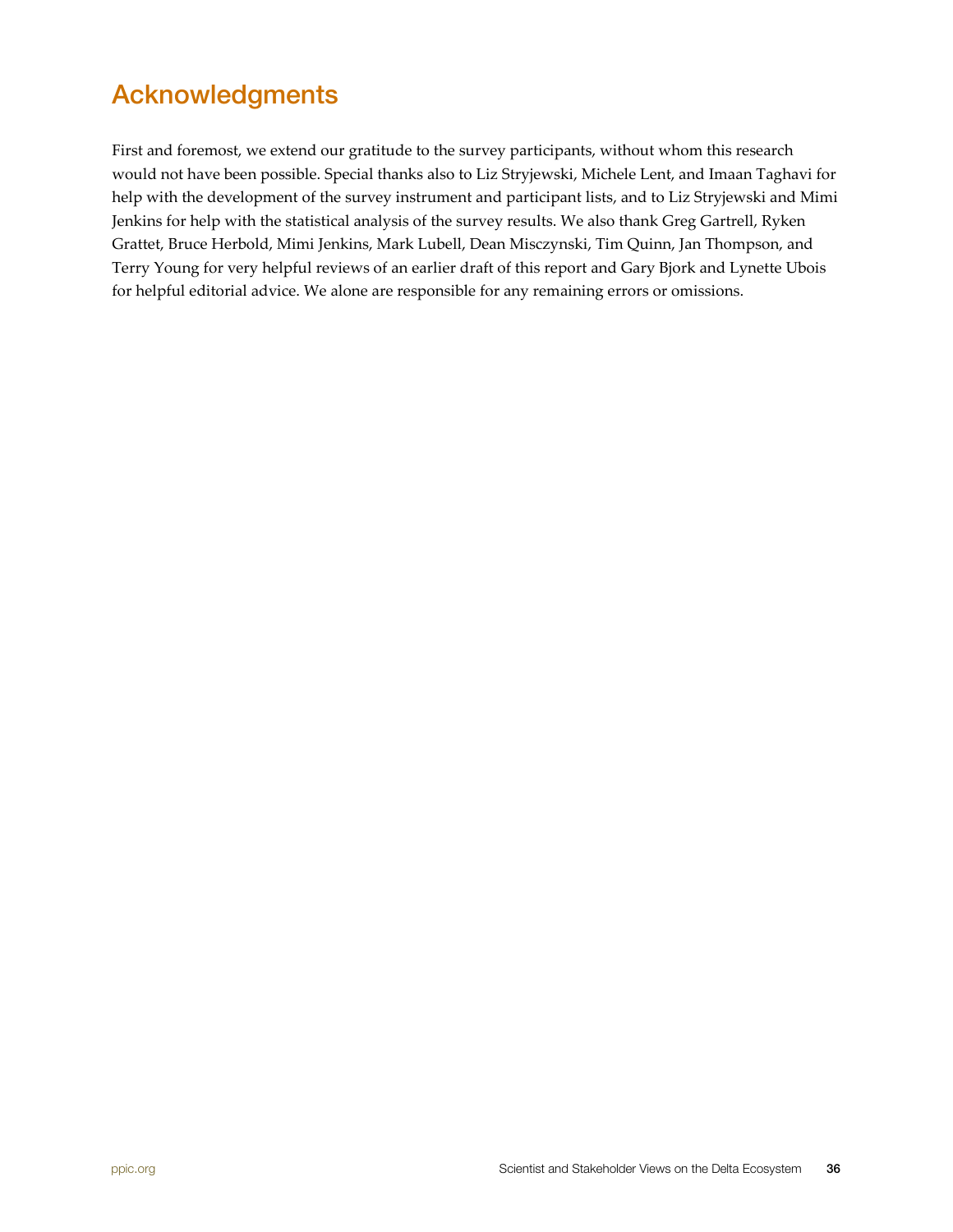## Acknowledgments

First and foremost, we extend our gratitude to the survey participants, without whom this research would not have been possible. Special thanks also to Liz Stryjewski, Michele Lent, and Imaan Taghavi for help with the development of the survey instrument and participant lists, and to Liz Stryjewski and Mimi Jenkins for help with the statistical analysis of the survey results. We also thank Greg Gartrell, Ryken Grattet, Bruce Herbold, Mimi Jenkins, Mark Lubell, Dean Misczynski, Tim Quinn, Jan Thompson, and Terry Young for very helpful reviews of an earlier draft of this report and Gary Bjork and Lynette Ubois for helpful editorial advice. We alone are responsible for any remaining errors or omissions.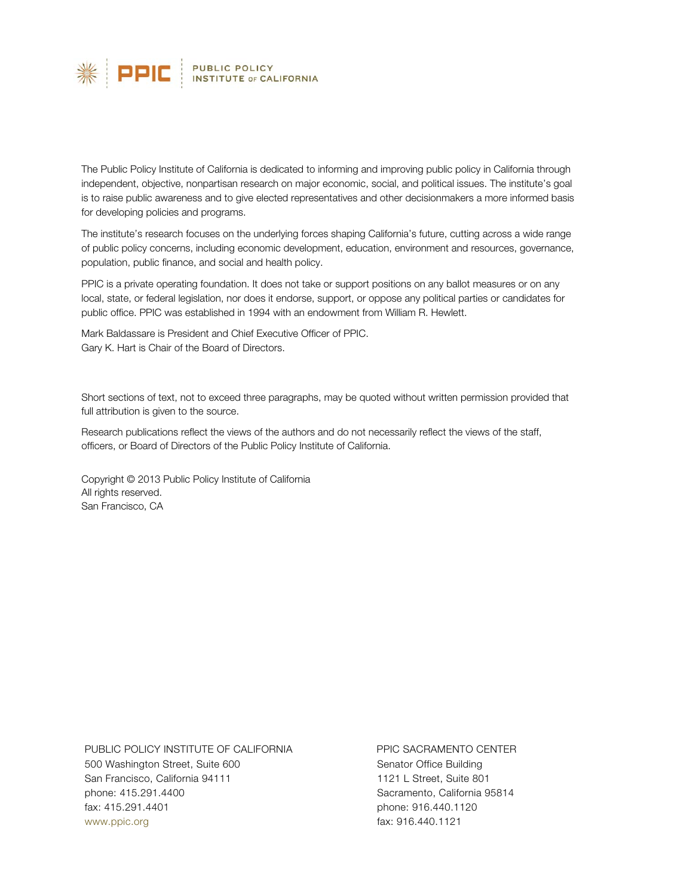PPIC | PUBLIC POLICY INSTITUTE OF CALIFORNIA

The Public Policy Institute of California is dedicated to informing and improving public policy in California through independent, objective, nonpartisan research on major economic, social, and political issues. The institute's goal is to raise public awareness and to give elected representatives and other decisionmakers a more informed basis for developing policies and programs.

The institute's research focuses on the underlying forces shaping California's future, cutting across a wide range of public policy concerns, including economic development, education, environment and resources, governance, population, public finance, and social and health policy.

PPIC is a private operating foundation. It does not take or support positions on any ballot measures or on any local, state, or federal legislation, nor does it endorse, support, or oppose any political parties or candidates for public office. PPIC was established in 1994 with an endowment from William R. Hewlett.

Mark Baldassare is President and Chief Executive Officer of PPIC.
Gary K. Hart is Chair of the Board of Directors.

Short sections of text, not to exceed three paragraphs, may be quoted without written permission provided that full attribution is given to the source.

Research publications reflect the views of the authors and do not necessarily reflect the views of the staff, officers, or Board of Directors of the Public Policy Institute of California.

Copyright © 2013 Public Policy Institute of California
All rights reserved.
San Francisco, CA

PUBLIC POLICY INSTITUTE OF CALIFORNIA
500 Washington Street, Suite 600
San Francisco, California 94111
phone: 415.291.4400
fax: 415.291.4401
www.ppic.org

PPIC SACRAMENTO CENTER
Senator Office Building
1121 L Street, Suite 801
Sacramento, California 95814
phone: 916.440.1120
fax: 916.440.1121